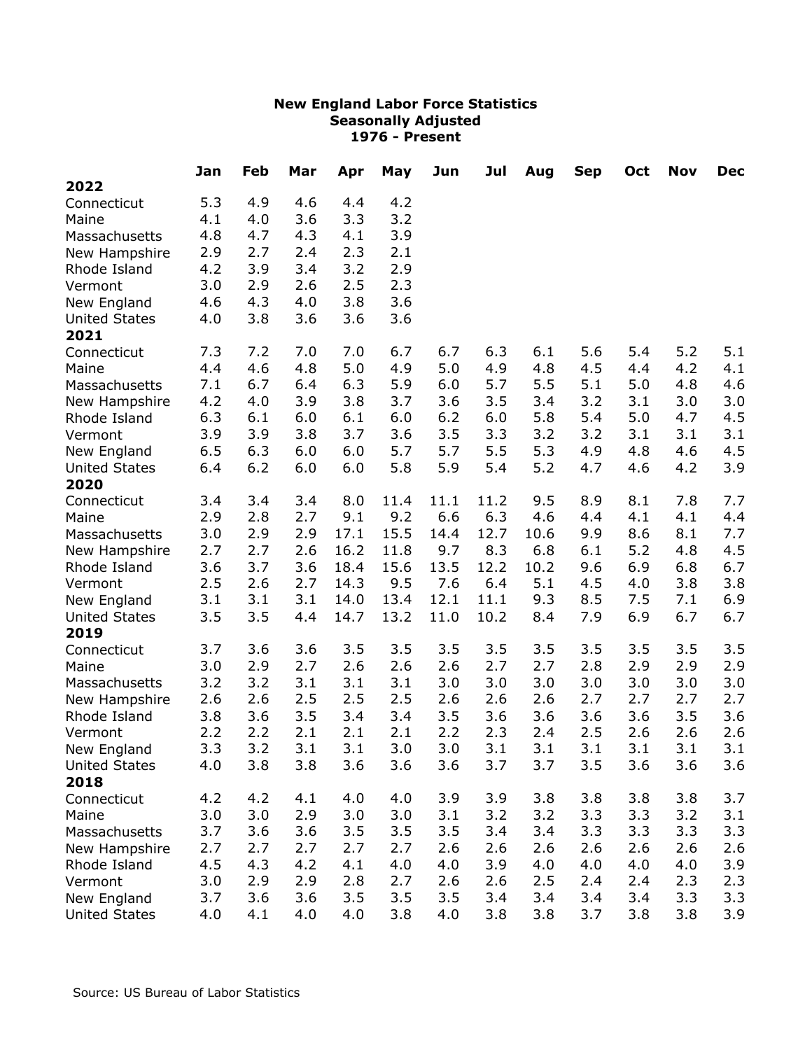# New England Labor Force Statistics
## Seasonally Adjusted
## 1976 - Present

| | Jan | Feb | Mar | Apr | May | Jun | Jul | Aug | Sep | Oct | Nov | Dec |
|---|---|---|---|---|---|---|---|---|---|---|---|---|
| **2022** | | | | | | | | | | | | |
| Connecticut | 5.3 | 4.9 | 4.6 | 4.4 | 4.2 | | | | | | | |
| Maine | 4.1 | 4.0 | 3.6 | 3.3 | 3.2 | | | | | | | |
| Massachusetts | 4.8 | 4.7 | 4.3 | 4.1 | 3.9 | | | | | | | |
| New Hampshire | 2.9 | 2.7 | 2.4 | 2.3 | 2.1 | | | | | | | |
| Rhode Island | 4.2 | 3.9 | 3.4 | 3.2 | 2.9 | | | | | | | |
| Vermont | 3.0 | 2.9 | 2.6 | 2.5 | 2.3 | | | | | | | |
| New England | 4.6 | 4.3 | 4.0 | 3.8 | 3.6 | | | | | | | |
| United States | 4.0 | 3.8 | 3.6 | 3.6 | 3.6 | | | | | | | |
| **2021** | | | | | | | | | | | | |
| Connecticut | 7.3 | 7.2 | 7.0 | 7.0 | 6.7 | 6.7 | 6.3 | 6.1 | 5.6 | 5.4 | 5.2 | 5.1 |
| Maine | 4.4 | 4.6 | 4.8 | 5.0 | 4.9 | 5.0 | 4.9 | 4.8 | 4.5 | 4.4 | 4.2 | 4.1 |
| Massachusetts | 7.1 | 6.7 | 6.4 | 6.3 | 5.9 | 6.0 | 5.7 | 5.5 | 5.1 | 5.0 | 4.8 | 4.6 |
| New Hampshire | 4.2 | 4.0 | 3.9 | 3.8 | 3.7 | 3.6 | 3.5 | 3.4 | 3.2 | 3.1 | 3.0 | 3.0 |
| Rhode Island | 6.3 | 6.1 | 6.0 | 6.1 | 6.0 | 6.2 | 6.0 | 5.8 | 5.4 | 5.0 | 4.7 | 4.5 |
| Vermont | 3.9 | 3.9 | 3.8 | 3.7 | 3.6 | 3.5 | 3.3 | 3.2 | 3.2 | 3.1 | 3.1 | 3.1 |
| New England | 6.5 | 6.3 | 6.0 | 6.0 | 5.7 | 5.7 | 5.5 | 5.3 | 4.9 | 4.8 | 4.6 | 4.5 |
| United States | 6.4 | 6.2 | 6.0 | 6.0 | 5.8 | 5.9 | 5.4 | 5.2 | 4.7 | 4.6 | 4.2 | 3.9 |
| **2020** | | | | | | | | | | | | |
| Connecticut | 3.4 | 3.4 | 3.4 | 8.0 | 11.4 | 11.1 | 11.2 | 9.5 | 8.9 | 8.1 | 7.8 | 7.7 |
| Maine | 2.9 | 2.8 | 2.7 | 9.1 | 9.2 | 6.6 | 6.3 | 4.6 | 4.4 | 4.1 | 4.1 | 4.4 |
| Massachusetts | 3.0 | 2.9 | 2.9 | 17.1 | 15.5 | 14.4 | 12.7 | 10.6 | 9.9 | 8.6 | 8.1 | 7.7 |
| New Hampshire | 2.7 | 2.7 | 2.6 | 16.2 | 11.8 | 9.7 | 8.3 | 6.8 | 6.1 | 5.2 | 4.8 | 4.5 |
| Rhode Island | 3.6 | 3.7 | 3.6 | 18.4 | 15.6 | 13.5 | 12.2 | 10.2 | 9.6 | 6.9 | 6.8 | 6.7 |
| Vermont | 2.5 | 2.6 | 2.7 | 14.3 | 9.5 | 7.6 | 6.4 | 5.1 | 4.5 | 4.0 | 3.8 | 3.8 |
| New England | 3.1 | 3.1 | 3.1 | 14.0 | 13.4 | 12.1 | 11.1 | 9.3 | 8.5 | 7.5 | 7.1 | 6.9 |
| United States | 3.5 | 3.5 | 4.4 | 14.7 | 13.2 | 11.0 | 10.2 | 8.4 | 7.9 | 6.9 | 6.7 | 6.7 |
| **2019** | | | | | | | | | | | | |
| Connecticut | 3.7 | 3.6 | 3.6 | 3.5 | 3.5 | 3.5 | 3.5 | 3.5 | 3.5 | 3.5 | 3.5 | 3.5 |
| Maine | 3.0 | 2.9 | 2.7 | 2.6 | 2.6 | 2.6 | 2.7 | 2.7 | 2.8 | 2.9 | 2.9 | 2.9 |
| Massachusetts | 3.2 | 3.2 | 3.1 | 3.1 | 3.1 | 3.0 | 3.0 | 3.0 | 3.0 | 3.0 | 3.0 | 3.0 |
| New Hampshire | 2.6 | 2.6 | 2.5 | 2.5 | 2.5 | 2.6 | 2.6 | 2.6 | 2.7 | 2.7 | 2.7 | 2.7 |
| Rhode Island | 3.8 | 3.6 | 3.5 | 3.4 | 3.4 | 3.5 | 3.6 | 3.6 | 3.6 | 3.6 | 3.5 | 3.6 |
| Vermont | 2.2 | 2.2 | 2.1 | 2.1 | 2.1 | 2.2 | 2.3 | 2.4 | 2.5 | 2.6 | 2.6 | 2.6 |
| New England | 3.3 | 3.2 | 3.1 | 3.1 | 3.0 | 3.0 | 3.1 | 3.1 | 3.1 | 3.1 | 3.1 | 3.1 |
| United States | 4.0 | 3.8 | 3.8 | 3.6 | 3.6 | 3.6 | 3.7 | 3.7 | 3.5 | 3.6 | 3.6 | 3.6 |
| **2018** | | | | | | | | | | | | |
| Connecticut | 4.2 | 4.2 | 4.1 | 4.0 | 4.0 | 3.9 | 3.9 | 3.8 | 3.8 | 3.8 | 3.8 | 3.7 |
| Maine | 3.0 | 3.0 | 2.9 | 3.0 | 3.0 | 3.1 | 3.2 | 3.2 | 3.3 | 3.3 | 3.2 | 3.1 |
| Massachusetts | 3.7 | 3.6 | 3.6 | 3.5 | 3.5 | 3.5 | 3.4 | 3.4 | 3.3 | 3.3 | 3.3 | 3.3 |
| New Hampshire | 2.7 | 2.7 | 2.7 | 2.7 | 2.7 | 2.6 | 2.6 | 2.6 | 2.6 | 2.6 | 2.6 | 2.6 |
| Rhode Island | 4.5 | 4.3 | 4.2 | 4.1 | 4.0 | 4.0 | 3.9 | 4.0 | 4.0 | 4.0 | 4.0 | 3.9 |
| Vermont | 3.0 | 2.9 | 2.9 | 2.8 | 2.7 | 2.6 | 2.6 | 2.5 | 2.4 | 2.4 | 2.3 | 2.3 |
| New England | 3.7 | 3.6 | 3.6 | 3.5 | 3.5 | 3.5 | 3.4 | 3.4 | 3.4 | 3.4 | 3.3 | 3.3 |
| United States | 4.0 | 4.1 | 4.0 | 4.0 | 3.8 | 4.0 | 3.8 | 3.8 | 3.7 | 3.8 | 3.8 | 3.9 |

Source: US Bureau of Labor Statistics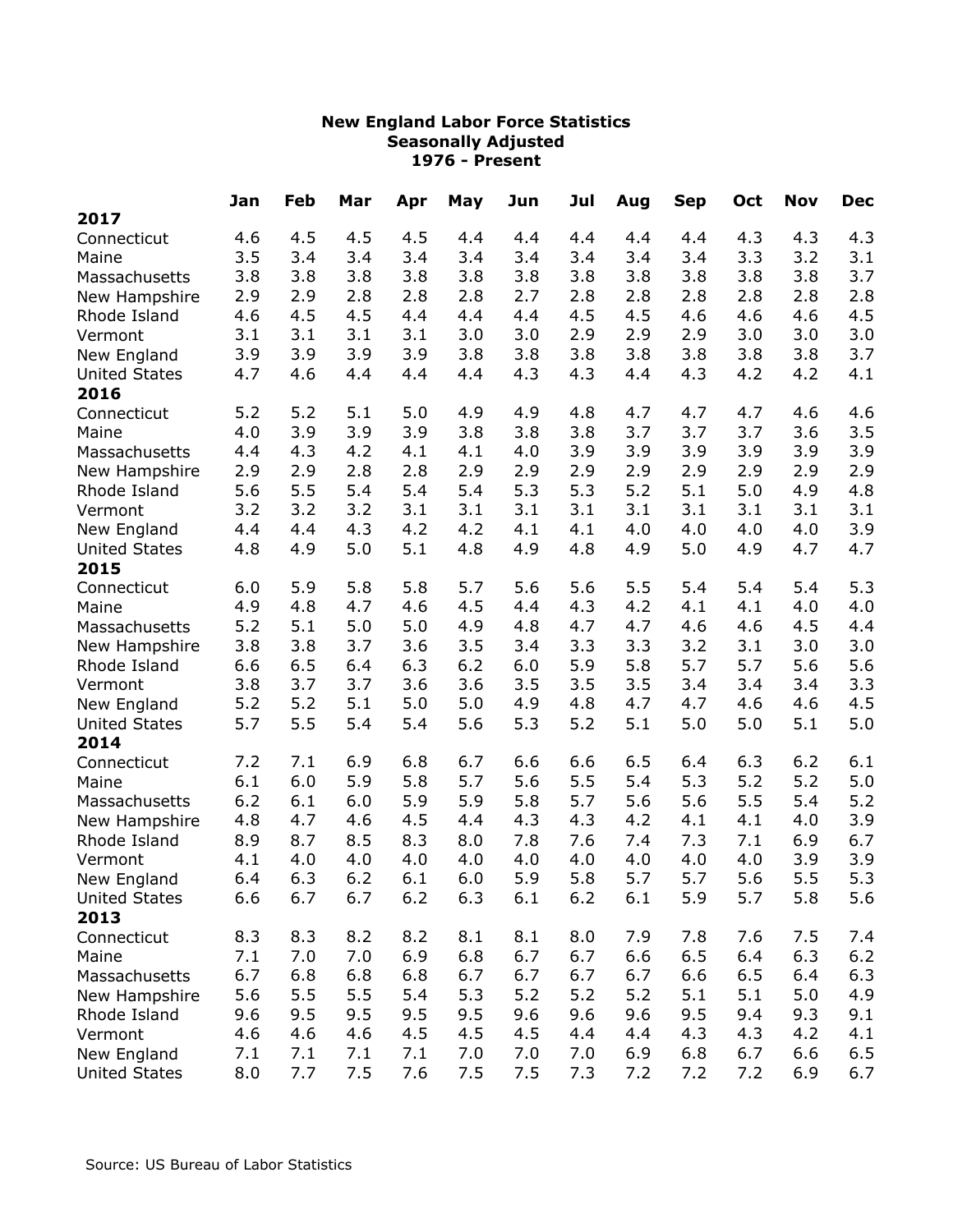**New England Labor Force Statistics**
**Seasonally Adjusted**
**1976 - Present**

| | Jan | Feb | Mar | Apr | May | Jun | Jul | Aug | Sep | Oct | Nov | Dec |
|---|---|---|---|---|---|---|---|---|---|---|---|---|
| **2017** | | | | | | | | | | | | |
| Connecticut | 4.6 | 4.5 | 4.5 | 4.5 | 4.4 | 4.4 | 4.4 | 4.4 | 4.4 | 4.3 | 4.3 | 4.3 |
| Maine | 3.5 | 3.4 | 3.4 | 3.4 | 3.4 | 3.4 | 3.4 | 3.4 | 3.4 | 3.3 | 3.2 | 3.1 |
| Massachusetts | 3.8 | 3.8 | 3.8 | 3.8 | 3.8 | 3.8 | 3.8 | 3.8 | 3.8 | 3.8 | 3.8 | 3.7 |
| New Hampshire | 2.9 | 2.9 | 2.8 | 2.8 | 2.8 | 2.7 | 2.8 | 2.8 | 2.8 | 2.8 | 2.8 | 2.8 |
| Rhode Island | 4.6 | 4.5 | 4.5 | 4.4 | 4.4 | 4.4 | 4.5 | 4.5 | 4.6 | 4.6 | 4.6 | 4.5 |
| Vermont | 3.1 | 3.1 | 3.1 | 3.1 | 3.0 | 3.0 | 2.9 | 2.9 | 2.9 | 3.0 | 3.0 | 3.0 |
| New England | 3.9 | 3.9 | 3.9 | 3.9 | 3.8 | 3.8 | 3.8 | 3.8 | 3.8 | 3.8 | 3.8 | 3.7 |
| United States | 4.7 | 4.6 | 4.4 | 4.4 | 4.4 | 4.3 | 4.3 | 4.4 | 4.3 | 4.2 | 4.2 | 4.1 |
| **2016** | | | | | | | | | | | | |
| Connecticut | 5.2 | 5.2 | 5.1 | 5.0 | 4.9 | 4.9 | 4.8 | 4.7 | 4.7 | 4.7 | 4.6 | 4.6 |
| Maine | 4.0 | 3.9 | 3.9 | 3.9 | 3.8 | 3.8 | 3.8 | 3.7 | 3.7 | 3.7 | 3.6 | 3.5 |
| Massachusetts | 4.4 | 4.3 | 4.2 | 4.1 | 4.1 | 4.0 | 3.9 | 3.9 | 3.9 | 3.9 | 3.9 | 3.9 |
| New Hampshire | 2.9 | 2.9 | 2.8 | 2.8 | 2.9 | 2.9 | 2.9 | 2.9 | 2.9 | 2.9 | 2.9 | 2.9 |
| Rhode Island | 5.6 | 5.5 | 5.4 | 5.4 | 5.4 | 5.3 | 5.3 | 5.2 | 5.1 | 5.0 | 4.9 | 4.8 |
| Vermont | 3.2 | 3.2 | 3.2 | 3.1 | 3.1 | 3.1 | 3.1 | 3.1 | 3.1 | 3.1 | 3.1 | 3.1 |
| New England | 4.4 | 4.4 | 4.3 | 4.2 | 4.2 | 4.1 | 4.1 | 4.0 | 4.0 | 4.0 | 4.0 | 3.9 |
| United States | 4.8 | 4.9 | 5.0 | 5.1 | 4.8 | 4.9 | 4.8 | 4.9 | 5.0 | 4.9 | 4.7 | 4.7 |
| **2015** | | | | | | | | | | | | |
| Connecticut | 6.0 | 5.9 | 5.8 | 5.8 | 5.7 | 5.6 | 5.6 | 5.5 | 5.4 | 5.4 | 5.4 | 5.3 |
| Maine | 4.9 | 4.8 | 4.7 | 4.6 | 4.5 | 4.4 | 4.3 | 4.2 | 4.1 | 4.1 | 4.0 | 4.0 |
| Massachusetts | 5.2 | 5.1 | 5.0 | 5.0 | 4.9 | 4.8 | 4.7 | 4.7 | 4.6 | 4.6 | 4.5 | 4.4 |
| New Hampshire | 3.8 | 3.8 | 3.7 | 3.6 | 3.5 | 3.4 | 3.3 | 3.3 | 3.2 | 3.1 | 3.0 | 3.0 |
| Rhode Island | 6.6 | 6.5 | 6.4 | 6.3 | 6.2 | 6.0 | 5.9 | 5.8 | 5.7 | 5.7 | 5.6 | 5.6 |
| Vermont | 3.8 | 3.7 | 3.7 | 3.6 | 3.6 | 3.5 | 3.5 | 3.5 | 3.4 | 3.4 | 3.4 | 3.3 |
| New England | 5.2 | 5.2 | 5.1 | 5.0 | 5.0 | 4.9 | 4.8 | 4.7 | 4.7 | 4.6 | 4.6 | 4.5 |
| United States | 5.7 | 5.5 | 5.4 | 5.4 | 5.6 | 5.3 | 5.2 | 5.1 | 5.0 | 5.0 | 5.1 | 5.0 |
| **2014** | | | | | | | | | | | | |
| Connecticut | 7.2 | 7.1 | 6.9 | 6.8 | 6.7 | 6.6 | 6.6 | 6.5 | 6.4 | 6.3 | 6.2 | 6.1 |
| Maine | 6.1 | 6.0 | 5.9 | 5.8 | 5.7 | 5.6 | 5.5 | 5.4 | 5.3 | 5.2 | 5.2 | 5.0 |
| Massachusetts | 6.2 | 6.1 | 6.0 | 5.9 | 5.9 | 5.8 | 5.7 | 5.6 | 5.6 | 5.5 | 5.4 | 5.2 |
| New Hampshire | 4.8 | 4.7 | 4.6 | 4.5 | 4.4 | 4.3 | 4.3 | 4.2 | 4.1 | 4.1 | 4.0 | 3.9 |
| Rhode Island | 8.9 | 8.7 | 8.5 | 8.3 | 8.0 | 7.8 | 7.6 | 7.4 | 7.3 | 7.1 | 6.9 | 6.7 |
| Vermont | 4.1 | 4.0 | 4.0 | 4.0 | 4.0 | 4.0 | 4.0 | 4.0 | 4.0 | 4.0 | 3.9 | 3.9 |
| New England | 6.4 | 6.3 | 6.2 | 6.1 | 6.0 | 5.9 | 5.8 | 5.7 | 5.7 | 5.6 | 5.5 | 5.3 |
| United States | 6.6 | 6.7 | 6.7 | 6.2 | 6.3 | 6.1 | 6.2 | 6.1 | 5.9 | 5.7 | 5.8 | 5.6 |
| **2013** | | | | | | | | | | | | |
| Connecticut | 8.3 | 8.3 | 8.2 | 8.2 | 8.1 | 8.1 | 8.0 | 7.9 | 7.8 | 7.6 | 7.5 | 7.4 |
| Maine | 7.1 | 7.0 | 7.0 | 6.9 | 6.8 | 6.7 | 6.7 | 6.6 | 6.5 | 6.4 | 6.3 | 6.2 |
| Massachusetts | 6.7 | 6.8 | 6.8 | 6.8 | 6.7 | 6.7 | 6.7 | 6.7 | 6.6 | 6.5 | 6.4 | 6.3 |
| New Hampshire | 5.6 | 5.5 | 5.5 | 5.4 | 5.3 | 5.2 | 5.2 | 5.2 | 5.1 | 5.1 | 5.0 | 4.9 |
| Rhode Island | 9.6 | 9.5 | 9.5 | 9.5 | 9.5 | 9.6 | 9.6 | 9.6 | 9.5 | 9.4 | 9.3 | 9.1 |
| Vermont | 4.6 | 4.6 | 4.6 | 4.5 | 4.5 | 4.5 | 4.4 | 4.4 | 4.3 | 4.3 | 4.2 | 4.1 |
| New England | 7.1 | 7.1 | 7.1 | 7.1 | 7.0 | 7.0 | 7.0 | 6.9 | 6.8 | 6.7 | 6.6 | 6.5 |
| United States | 8.0 | 7.7 | 7.5 | 7.6 | 7.5 | 7.5 | 7.3 | 7.2 | 7.2 | 7.2 | 6.9 | 6.7 |

Source: US Bureau of Labor Statistics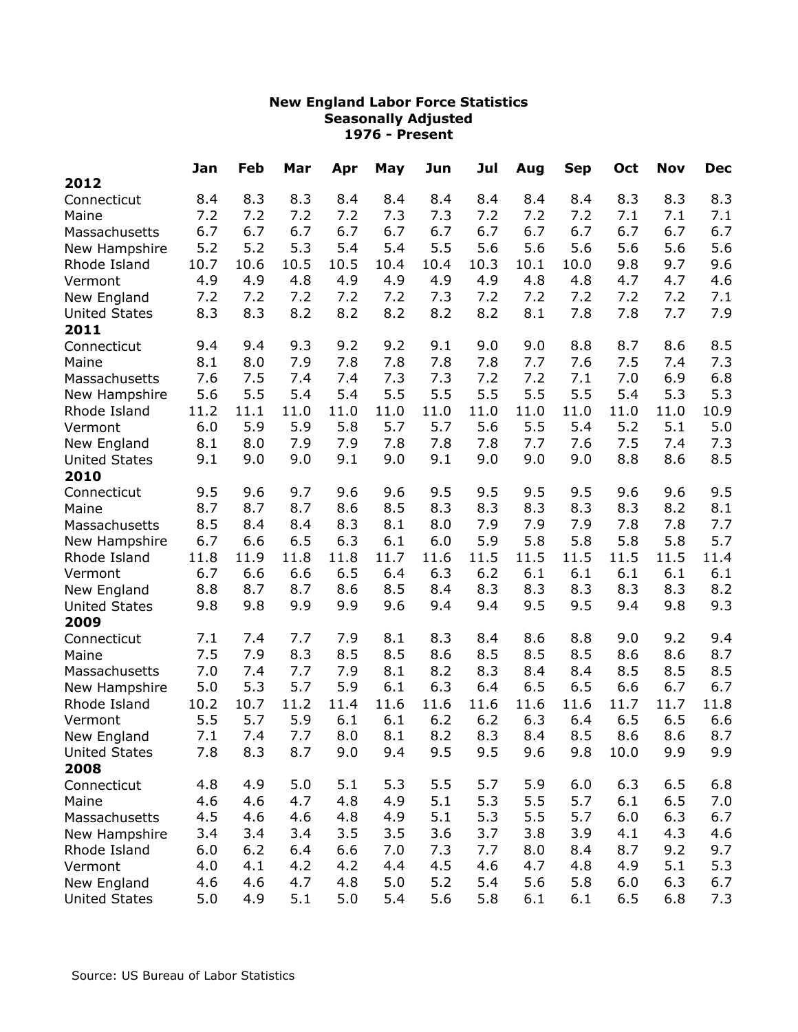**New England Labor Force Statistics**
**Seasonally Adjusted**
**1976 - Present**

| | Jan | Feb | Mar | Apr | May | Jun | Jul | Aug | Sep | Oct | Nov | Dec |
|---|---|---|---|---|---|---|---|---|---|---|---|---|
| **2012** | | | | | | | | | | | | |
| Connecticut | 8.4 | 8.3 | 8.3 | 8.4 | 8.4 | 8.4 | 8.4 | 8.4 | 8.4 | 8.3 | 8.3 | 8.3 |
| Maine | 7.2 | 7.2 | 7.2 | 7.2 | 7.3 | 7.3 | 7.2 | 7.2 | 7.2 | 7.1 | 7.1 | 7.1 |
| Massachusetts | 6.7 | 6.7 | 6.7 | 6.7 | 6.7 | 6.7 | 6.7 | 6.7 | 6.7 | 6.7 | 6.7 | 6.7 |
| New Hampshire | 5.2 | 5.2 | 5.3 | 5.4 | 5.4 | 5.5 | 5.6 | 5.6 | 5.6 | 5.6 | 5.6 | 5.6 |
| Rhode Island | 10.7 | 10.6 | 10.5 | 10.5 | 10.4 | 10.4 | 10.3 | 10.1 | 10.0 | 9.8 | 9.7 | 9.6 |
| Vermont | 4.9 | 4.9 | 4.8 | 4.9 | 4.9 | 4.9 | 4.9 | 4.8 | 4.8 | 4.7 | 4.7 | 4.6 |
| New England | 7.2 | 7.2 | 7.2 | 7.2 | 7.2 | 7.3 | 7.2 | 7.2 | 7.2 | 7.2 | 7.2 | 7.1 |
| United States | 8.3 | 8.3 | 8.2 | 8.2 | 8.2 | 8.2 | 8.2 | 8.1 | 7.8 | 7.8 | 7.7 | 7.9 |
| **2011** | | | | | | | | | | | | |
| Connecticut | 9.4 | 9.4 | 9.3 | 9.2 | 9.2 | 9.1 | 9.0 | 9.0 | 8.8 | 8.7 | 8.6 | 8.5 |
| Maine | 8.1 | 8.0 | 7.9 | 7.8 | 7.8 | 7.8 | 7.8 | 7.7 | 7.6 | 7.5 | 7.4 | 7.3 |
| Massachusetts | 7.6 | 7.5 | 7.4 | 7.4 | 7.3 | 7.3 | 7.2 | 7.2 | 7.1 | 7.0 | 6.9 | 6.8 |
| New Hampshire | 5.6 | 5.5 | 5.4 | 5.4 | 5.5 | 5.5 | 5.5 | 5.5 | 5.5 | 5.4 | 5.3 | 5.3 |
| Rhode Island | 11.2 | 11.1 | 11.0 | 11.0 | 11.0 | 11.0 | 11.0 | 11.0 | 11.0 | 11.0 | 11.0 | 10.9 |
| Vermont | 6.0 | 5.9 | 5.9 | 5.8 | 5.7 | 5.7 | 5.6 | 5.5 | 5.4 | 5.2 | 5.1 | 5.0 |
| New England | 8.1 | 8.0 | 7.9 | 7.9 | 7.8 | 7.8 | 7.8 | 7.7 | 7.6 | 7.5 | 7.4 | 7.3 |
| United States | 9.1 | 9.0 | 9.0 | 9.1 | 9.0 | 9.1 | 9.0 | 9.0 | 9.0 | 8.8 | 8.6 | 8.5 |
| **2010** | | | | | | | | | | | | |
| Connecticut | 9.5 | 9.6 | 9.7 | 9.6 | 9.6 | 9.5 | 9.5 | 9.5 | 9.5 | 9.6 | 9.6 | 9.5 |
| Maine | 8.7 | 8.7 | 8.7 | 8.6 | 8.5 | 8.3 | 8.3 | 8.3 | 8.3 | 8.3 | 8.2 | 8.1 |
| Massachusetts | 8.5 | 8.4 | 8.4 | 8.3 | 8.1 | 8.0 | 7.9 | 7.9 | 7.9 | 7.8 | 7.8 | 7.7 |
| New Hampshire | 6.7 | 6.6 | 6.5 | 6.3 | 6.1 | 6.0 | 5.9 | 5.8 | 5.8 | 5.8 | 5.8 | 5.7 |
| Rhode Island | 11.8 | 11.9 | 11.8 | 11.8 | 11.7 | 11.6 | 11.5 | 11.5 | 11.5 | 11.5 | 11.5 | 11.4 |
| Vermont | 6.7 | 6.6 | 6.6 | 6.5 | 6.4 | 6.3 | 6.2 | 6.1 | 6.1 | 6.1 | 6.1 | 6.1 |
| New England | 8.8 | 8.7 | 8.7 | 8.6 | 8.5 | 8.4 | 8.3 | 8.3 | 8.3 | 8.3 | 8.3 | 8.2 |
| United States | 9.8 | 9.8 | 9.9 | 9.9 | 9.6 | 9.4 | 9.4 | 9.5 | 9.5 | 9.4 | 9.8 | 9.3 |
| **2009** | | | | | | | | | | | | |
| Connecticut | 7.1 | 7.4 | 7.7 | 7.9 | 8.1 | 8.3 | 8.4 | 8.6 | 8.8 | 9.0 | 9.2 | 9.4 |
| Maine | 7.5 | 7.9 | 8.3 | 8.5 | 8.5 | 8.6 | 8.5 | 8.5 | 8.5 | 8.6 | 8.6 | 8.7 |
| Massachusetts | 7.0 | 7.4 | 7.7 | 7.9 | 8.1 | 8.2 | 8.3 | 8.4 | 8.4 | 8.5 | 8.5 | 8.5 |
| New Hampshire | 5.0 | 5.3 | 5.7 | 5.9 | 6.1 | 6.3 | 6.4 | 6.5 | 6.5 | 6.6 | 6.7 | 6.7 |
| Rhode Island | 10.2 | 10.7 | 11.2 | 11.4 | 11.6 | 11.6 | 11.6 | 11.6 | 11.6 | 11.7 | 11.7 | 11.8 |
| Vermont | 5.5 | 5.7 | 5.9 | 6.1 | 6.1 | 6.2 | 6.2 | 6.3 | 6.4 | 6.5 | 6.5 | 6.6 |
| New England | 7.1 | 7.4 | 7.7 | 8.0 | 8.1 | 8.2 | 8.3 | 8.4 | 8.5 | 8.6 | 8.6 | 8.7 |
| United States | 7.8 | 8.3 | 8.7 | 9.0 | 9.4 | 9.5 | 9.5 | 9.6 | 9.8 | 10.0 | 9.9 | 9.9 |
| **2008** | | | | | | | | | | | | |
| Connecticut | 4.8 | 4.9 | 5.0 | 5.1 | 5.3 | 5.5 | 5.7 | 5.9 | 6.0 | 6.3 | 6.5 | 6.8 |
| Maine | 4.6 | 4.6 | 4.7 | 4.8 | 4.9 | 5.1 | 5.3 | 5.5 | 5.7 | 6.1 | 6.5 | 7.0 |
| Massachusetts | 4.5 | 4.6 | 4.6 | 4.8 | 4.9 | 5.1 | 5.3 | 5.5 | 5.7 | 6.0 | 6.3 | 6.7 |
| New Hampshire | 3.4 | 3.4 | 3.4 | 3.5 | 3.5 | 3.6 | 3.7 | 3.8 | 3.9 | 4.1 | 4.3 | 4.6 |
| Rhode Island | 6.0 | 6.2 | 6.4 | 6.6 | 7.0 | 7.3 | 7.7 | 8.0 | 8.4 | 8.7 | 9.2 | 9.7 |
| Vermont | 4.0 | 4.1 | 4.2 | 4.2 | 4.4 | 4.5 | 4.6 | 4.7 | 4.8 | 4.9 | 5.1 | 5.3 |
| New England | 4.6 | 4.6 | 4.7 | 4.8 | 5.0 | 5.2 | 5.4 | 5.6 | 5.8 | 6.0 | 6.3 | 6.7 |
| United States | 5.0 | 4.9 | 5.1 | 5.0 | 5.4 | 5.6 | 5.8 | 6.1 | 6.1 | 6.5 | 6.8 | 7.3 |

Source: US Bureau of Labor Statistics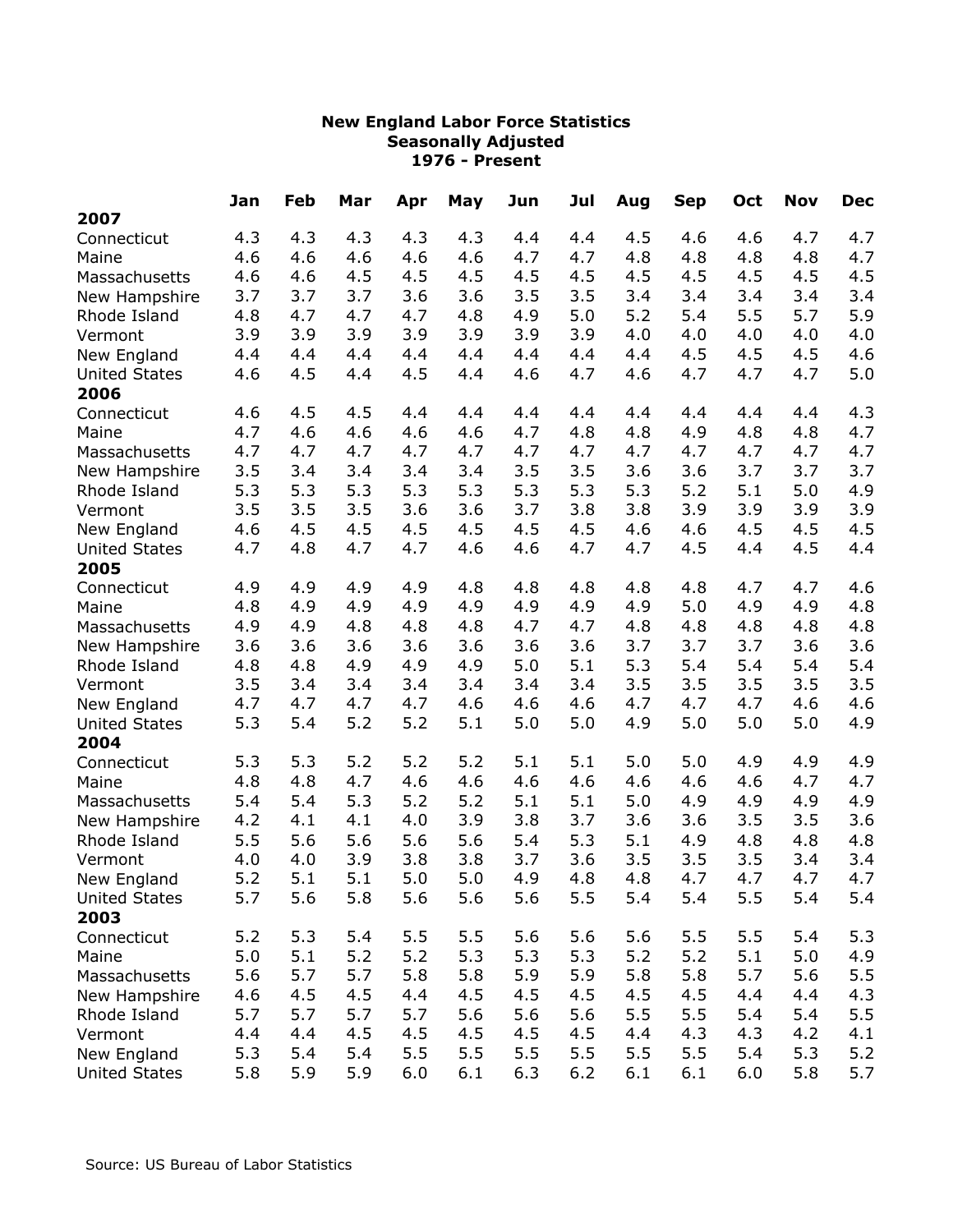# New England Labor Force Statistics
## Seasonally Adjusted
## 1976 - Present

| | Jan | Feb | Mar | Apr | May | Jun | Jul | Aug | Sep | Oct | Nov | Dec |
|---|---|---|---|---|---|---|---|---|---|---|---|---|
| **2007** | | | | | | | | | | | | |
| Connecticut | 4.3 | 4.3 | 4.3 | 4.3 | 4.3 | 4.4 | 4.4 | 4.5 | 4.6 | 4.6 | 4.7 | 4.7 |
| Maine | 4.6 | 4.6 | 4.6 | 4.6 | 4.6 | 4.7 | 4.7 | 4.8 | 4.8 | 4.8 | 4.8 | 4.7 |
| Massachusetts | 4.6 | 4.6 | 4.5 | 4.5 | 4.5 | 4.5 | 4.5 | 4.5 | 4.5 | 4.5 | 4.5 | 4.5 |
| New Hampshire | 3.7 | 3.7 | 3.7 | 3.6 | 3.6 | 3.5 | 3.5 | 3.4 | 3.4 | 3.4 | 3.4 | 3.4 |
| Rhode Island | 4.8 | 4.7 | 4.7 | 4.7 | 4.8 | 4.9 | 5.0 | 5.2 | 5.4 | 5.5 | 5.7 | 5.9 |
| Vermont | 3.9 | 3.9 | 3.9 | 3.9 | 3.9 | 3.9 | 3.9 | 4.0 | 4.0 | 4.0 | 4.0 | 4.0 |
| New England | 4.4 | 4.4 | 4.4 | 4.4 | 4.4 | 4.4 | 4.4 | 4.4 | 4.5 | 4.5 | 4.5 | 4.6 |
| United States | 4.6 | 4.5 | 4.4 | 4.5 | 4.4 | 4.6 | 4.7 | 4.6 | 4.7 | 4.7 | 4.7 | 5.0 |
| **2006** | | | | | | | | | | | | |
| Connecticut | 4.6 | 4.5 | 4.5 | 4.4 | 4.4 | 4.4 | 4.4 | 4.4 | 4.4 | 4.4 | 4.4 | 4.3 |
| Maine | 4.7 | 4.6 | 4.6 | 4.6 | 4.6 | 4.7 | 4.8 | 4.8 | 4.9 | 4.8 | 4.8 | 4.7 |
| Massachusetts | 4.7 | 4.7 | 4.7 | 4.7 | 4.7 | 4.7 | 4.7 | 4.7 | 4.7 | 4.7 | 4.7 | 4.7 |
| New Hampshire | 3.5 | 3.4 | 3.4 | 3.4 | 3.4 | 3.5 | 3.5 | 3.6 | 3.6 | 3.7 | 3.7 | 3.7 |
| Rhode Island | 5.3 | 5.3 | 5.3 | 5.3 | 5.3 | 5.3 | 5.3 | 5.3 | 5.2 | 5.1 | 5.0 | 4.9 |
| Vermont | 3.5 | 3.5 | 3.5 | 3.6 | 3.6 | 3.7 | 3.8 | 3.8 | 3.9 | 3.9 | 3.9 | 3.9 |
| New England | 4.6 | 4.5 | 4.5 | 4.5 | 4.5 | 4.5 | 4.5 | 4.6 | 4.6 | 4.5 | 4.5 | 4.5 |
| United States | 4.7 | 4.8 | 4.7 | 4.7 | 4.6 | 4.6 | 4.7 | 4.7 | 4.5 | 4.4 | 4.5 | 4.4 |
| **2005** | | | | | | | | | | | | |
| Connecticut | 4.9 | 4.9 | 4.9 | 4.9 | 4.8 | 4.8 | 4.8 | 4.8 | 4.8 | 4.7 | 4.7 | 4.6 |
| Maine | 4.8 | 4.9 | 4.9 | 4.9 | 4.9 | 4.9 | 4.9 | 4.9 | 5.0 | 4.9 | 4.9 | 4.8 |
| Massachusetts | 4.9 | 4.9 | 4.8 | 4.8 | 4.8 | 4.7 | 4.7 | 4.8 | 4.8 | 4.8 | 4.8 | 4.8 |
| New Hampshire | 3.6 | 3.6 | 3.6 | 3.6 | 3.6 | 3.6 | 3.6 | 3.7 | 3.7 | 3.7 | 3.6 | 3.6 |
| Rhode Island | 4.8 | 4.8 | 4.9 | 4.9 | 4.9 | 5.0 | 5.1 | 5.3 | 5.4 | 5.4 | 5.4 | 5.4 |
| Vermont | 3.5 | 3.4 | 3.4 | 3.4 | 3.4 | 3.4 | 3.4 | 3.5 | 3.5 | 3.5 | 3.5 | 3.5 |
| New England | 4.7 | 4.7 | 4.7 | 4.7 | 4.6 | 4.6 | 4.6 | 4.7 | 4.7 | 4.7 | 4.6 | 4.6 |
| United States | 5.3 | 5.4 | 5.2 | 5.2 | 5.1 | 5.0 | 5.0 | 4.9 | 5.0 | 5.0 | 5.0 | 4.9 |
| **2004** | | | | | | | | | | | | |
| Connecticut | 5.3 | 5.3 | 5.2 | 5.2 | 5.2 | 5.1 | 5.1 | 5.0 | 5.0 | 4.9 | 4.9 | 4.9 |
| Maine | 4.8 | 4.8 | 4.7 | 4.6 | 4.6 | 4.6 | 4.6 | 4.6 | 4.6 | 4.6 | 4.7 | 4.7 |
| Massachusetts | 5.4 | 5.4 | 5.3 | 5.2 | 5.2 | 5.1 | 5.1 | 5.0 | 4.9 | 4.9 | 4.9 | 4.9 |
| New Hampshire | 4.2 | 4.1 | 4.1 | 4.0 | 3.9 | 3.8 | 3.7 | 3.6 | 3.6 | 3.5 | 3.5 | 3.6 |
| Rhode Island | 5.5 | 5.6 | 5.6 | 5.6 | 5.6 | 5.4 | 5.3 | 5.1 | 4.9 | 4.8 | 4.8 | 4.8 |
| Vermont | 4.0 | 4.0 | 3.9 | 3.8 | 3.8 | 3.7 | 3.6 | 3.5 | 3.5 | 3.5 | 3.4 | 3.4 |
| New England | 5.2 | 5.1 | 5.1 | 5.0 | 5.0 | 4.9 | 4.8 | 4.8 | 4.7 | 4.7 | 4.7 | 4.7 |
| United States | 5.7 | 5.6 | 5.8 | 5.6 | 5.6 | 5.6 | 5.5 | 5.4 | 5.4 | 5.5 | 5.4 | 5.4 |
| **2003** | | | | | | | | | | | | |
| Connecticut | 5.2 | 5.3 | 5.4 | 5.5 | 5.5 | 5.6 | 5.6 | 5.6 | 5.5 | 5.5 | 5.4 | 5.3 |
| Maine | 5.0 | 5.1 | 5.2 | 5.2 | 5.3 | 5.3 | 5.3 | 5.2 | 5.2 | 5.1 | 5.0 | 4.9 |
| Massachusetts | 5.6 | 5.7 | 5.7 | 5.8 | 5.8 | 5.9 | 5.9 | 5.8 | 5.8 | 5.7 | 5.6 | 5.5 |
| New Hampshire | 4.6 | 4.5 | 4.5 | 4.4 | 4.5 | 4.5 | 4.5 | 4.5 | 4.5 | 4.4 | 4.4 | 4.3 |
| Rhode Island | 5.7 | 5.7 | 5.7 | 5.7 | 5.6 | 5.6 | 5.6 | 5.5 | 5.5 | 5.4 | 5.4 | 5.5 |
| Vermont | 4.4 | 4.4 | 4.5 | 4.5 | 4.5 | 4.5 | 4.5 | 4.4 | 4.3 | 4.3 | 4.2 | 4.1 |
| New England | 5.3 | 5.4 | 5.4 | 5.5 | 5.5 | 5.5 | 5.5 | 5.5 | 5.5 | 5.4 | 5.3 | 5.2 |
| United States | 5.8 | 5.9 | 5.9 | 6.0 | 6.1 | 6.3 | 6.2 | 6.1 | 6.1 | 6.0 | 5.8 | 5.7 |

Source: US Bureau of Labor Statistics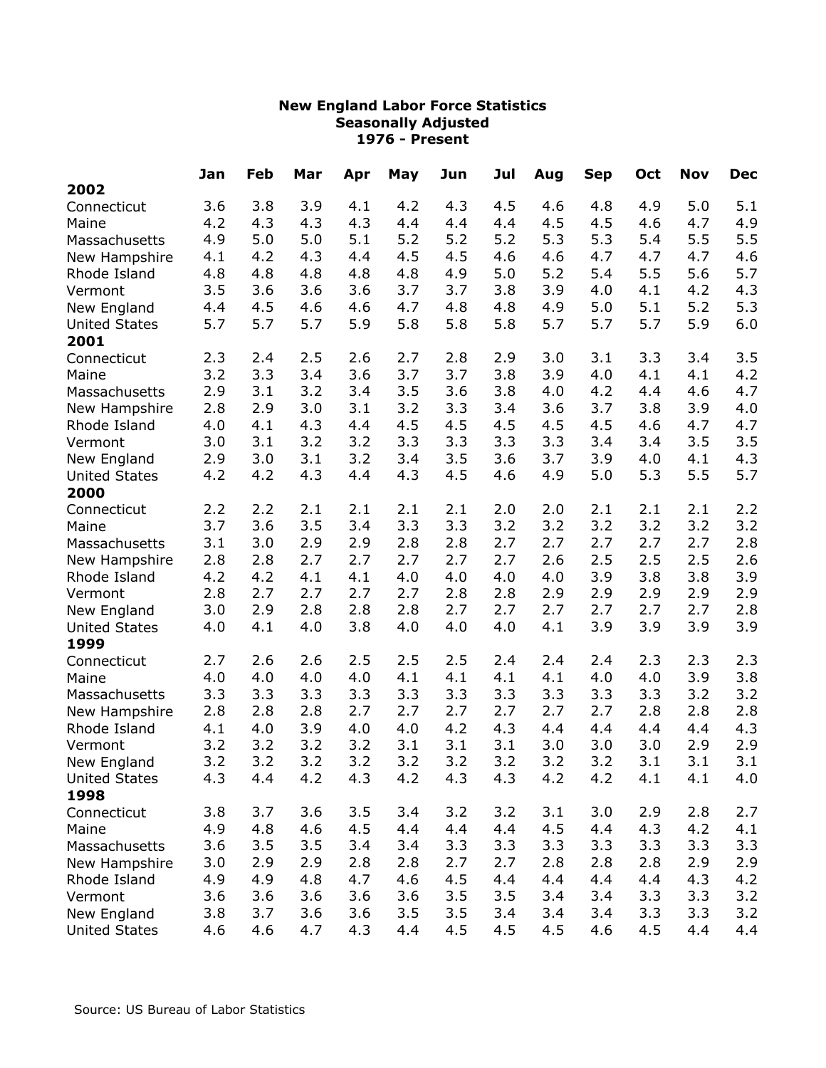**New England Labor Force Statistics**
**Seasonally Adjusted**
**1976 - Present**

| | Jan | Feb | Mar | Apr | May | Jun | Jul | Aug | Sep | Oct | Nov | Dec |
|---|---|---|---|---|---|---|---|---|---|---|---|---|
| **2002** | | | | | | | | | | | | |
| Connecticut | 3.6 | 3.8 | 3.9 | 4.1 | 4.2 | 4.3 | 4.5 | 4.6 | 4.8 | 4.9 | 5.0 | 5.1 |
| Maine | 4.2 | 4.3 | 4.3 | 4.3 | 4.4 | 4.4 | 4.4 | 4.5 | 4.5 | 4.6 | 4.7 | 4.9 |
| Massachusetts | 4.9 | 5.0 | 5.0 | 5.1 | 5.2 | 5.2 | 5.2 | 5.3 | 5.3 | 5.4 | 5.5 | 5.5 |
| New Hampshire | 4.1 | 4.2 | 4.3 | 4.4 | 4.5 | 4.5 | 4.6 | 4.6 | 4.7 | 4.7 | 4.7 | 4.6 |
| Rhode Island | 4.8 | 4.8 | 4.8 | 4.8 | 4.8 | 4.9 | 5.0 | 5.2 | 5.4 | 5.5 | 5.6 | 5.7 |
| Vermont | 3.5 | 3.6 | 3.6 | 3.6 | 3.7 | 3.7 | 3.8 | 3.9 | 4.0 | 4.1 | 4.2 | 4.3 |
| New England | 4.4 | 4.5 | 4.6 | 4.6 | 4.7 | 4.8 | 4.8 | 4.9 | 5.0 | 5.1 | 5.2 | 5.3 |
| United States | 5.7 | 5.7 | 5.7 | 5.9 | 5.8 | 5.8 | 5.8 | 5.7 | 5.7 | 5.7 | 5.9 | 6.0 |
| **2001** | | | | | | | | | | | | |
| Connecticut | 2.3 | 2.4 | 2.5 | 2.6 | 2.7 | 2.8 | 2.9 | 3.0 | 3.1 | 3.3 | 3.4 | 3.5 |
| Maine | 3.2 | 3.3 | 3.4 | 3.6 | 3.7 | 3.7 | 3.8 | 3.9 | 4.0 | 4.1 | 4.1 | 4.2 |
| Massachusetts | 2.9 | 3.1 | 3.2 | 3.4 | 3.5 | 3.6 | 3.8 | 4.0 | 4.2 | 4.4 | 4.6 | 4.7 |
| New Hampshire | 2.8 | 2.9 | 3.0 | 3.1 | 3.2 | 3.3 | 3.4 | 3.6 | 3.7 | 3.8 | 3.9 | 4.0 |
| Rhode Island | 4.0 | 4.1 | 4.3 | 4.4 | 4.5 | 4.5 | 4.5 | 4.5 | 4.5 | 4.6 | 4.7 | 4.7 |
| Vermont | 3.0 | 3.1 | 3.2 | 3.2 | 3.3 | 3.3 | 3.3 | 3.3 | 3.4 | 3.4 | 3.5 | 3.5 |
| New England | 2.9 | 3.0 | 3.1 | 3.2 | 3.4 | 3.5 | 3.6 | 3.7 | 3.9 | 4.0 | 4.1 | 4.3 |
| United States | 4.2 | 4.2 | 4.3 | 4.4 | 4.3 | 4.5 | 4.6 | 4.9 | 5.0 | 5.3 | 5.5 | 5.7 |
| **2000** | | | | | | | | | | | | |
| Connecticut | 2.2 | 2.2 | 2.1 | 2.1 | 2.1 | 2.1 | 2.0 | 2.0 | 2.1 | 2.1 | 2.1 | 2.2 |
| Maine | 3.7 | 3.6 | 3.5 | 3.4 | 3.3 | 3.3 | 3.2 | 3.2 | 3.2 | 3.2 | 3.2 | 3.2 |
| Massachusetts | 3.1 | 3.0 | 2.9 | 2.9 | 2.8 | 2.8 | 2.7 | 2.7 | 2.7 | 2.7 | 2.7 | 2.8 |
| New Hampshire | 2.8 | 2.8 | 2.7 | 2.7 | 2.7 | 2.7 | 2.7 | 2.6 | 2.5 | 2.5 | 2.5 | 2.6 |
| Rhode Island | 4.2 | 4.2 | 4.1 | 4.1 | 4.0 | 4.0 | 4.0 | 4.0 | 3.9 | 3.8 | 3.8 | 3.9 |
| Vermont | 2.8 | 2.7 | 2.7 | 2.7 | 2.7 | 2.8 | 2.8 | 2.9 | 2.9 | 2.9 | 2.9 | 2.9 |
| New England | 3.0 | 2.9 | 2.8 | 2.8 | 2.8 | 2.7 | 2.7 | 2.7 | 2.7 | 2.7 | 2.7 | 2.8 |
| United States | 4.0 | 4.1 | 4.0 | 3.8 | 4.0 | 4.0 | 4.0 | 4.1 | 3.9 | 3.9 | 3.9 | 3.9 |
| **1999** | | | | | | | | | | | | |
| Connecticut | 2.7 | 2.6 | 2.6 | 2.5 | 2.5 | 2.5 | 2.4 | 2.4 | 2.4 | 2.3 | 2.3 | 2.3 |
| Maine | 4.0 | 4.0 | 4.0 | 4.0 | 4.1 | 4.1 | 4.1 | 4.1 | 4.0 | 4.0 | 3.9 | 3.8 |
| Massachusetts | 3.3 | 3.3 | 3.3 | 3.3 | 3.3 | 3.3 | 3.3 | 3.3 | 3.3 | 3.3 | 3.2 | 3.2 |
| New Hampshire | 2.8 | 2.8 | 2.8 | 2.7 | 2.7 | 2.7 | 2.7 | 2.7 | 2.7 | 2.8 | 2.8 | 2.8 |
| Rhode Island | 4.1 | 4.0 | 3.9 | 4.0 | 4.0 | 4.2 | 4.3 | 4.4 | 4.4 | 4.4 | 4.4 | 4.3 |
| Vermont | 3.2 | 3.2 | 3.2 | 3.2 | 3.1 | 3.1 | 3.1 | 3.0 | 3.0 | 3.0 | 2.9 | 2.9 |
| New England | 3.2 | 3.2 | 3.2 | 3.2 | 3.2 | 3.2 | 3.2 | 3.2 | 3.2 | 3.1 | 3.1 | 3.1 |
| United States | 4.3 | 4.4 | 4.2 | 4.3 | 4.2 | 4.3 | 4.3 | 4.2 | 4.2 | 4.1 | 4.1 | 4.0 |
| **1998** | | | | | | | | | | | | |
| Connecticut | 3.8 | 3.7 | 3.6 | 3.5 | 3.4 | 3.2 | 3.2 | 3.1 | 3.0 | 2.9 | 2.8 | 2.7 |
| Maine | 4.9 | 4.8 | 4.6 | 4.5 | 4.4 | 4.4 | 4.4 | 4.5 | 4.4 | 4.3 | 4.2 | 4.1 |
| Massachusetts | 3.6 | 3.5 | 3.5 | 3.4 | 3.4 | 3.3 | 3.3 | 3.3 | 3.3 | 3.3 | 3.3 | 3.3 |
| New Hampshire | 3.0 | 2.9 | 2.9 | 2.8 | 2.8 | 2.7 | 2.7 | 2.8 | 2.8 | 2.8 | 2.9 | 2.9 |
| Rhode Island | 4.9 | 4.9 | 4.8 | 4.7 | 4.6 | 4.5 | 4.4 | 4.4 | 4.4 | 4.4 | 4.3 | 4.2 |
| Vermont | 3.6 | 3.6 | 3.6 | 3.6 | 3.6 | 3.5 | 3.5 | 3.4 | 3.4 | 3.3 | 3.3 | 3.2 |
| New England | 3.8 | 3.7 | 3.6 | 3.6 | 3.5 | 3.5 | 3.4 | 3.4 | 3.4 | 3.3 | 3.3 | 3.2 |
| United States | 4.6 | 4.6 | 4.7 | 4.3 | 4.4 | 4.5 | 4.5 | 4.5 | 4.6 | 4.5 | 4.4 | 4.4 |

Source: US Bureau of Labor Statistics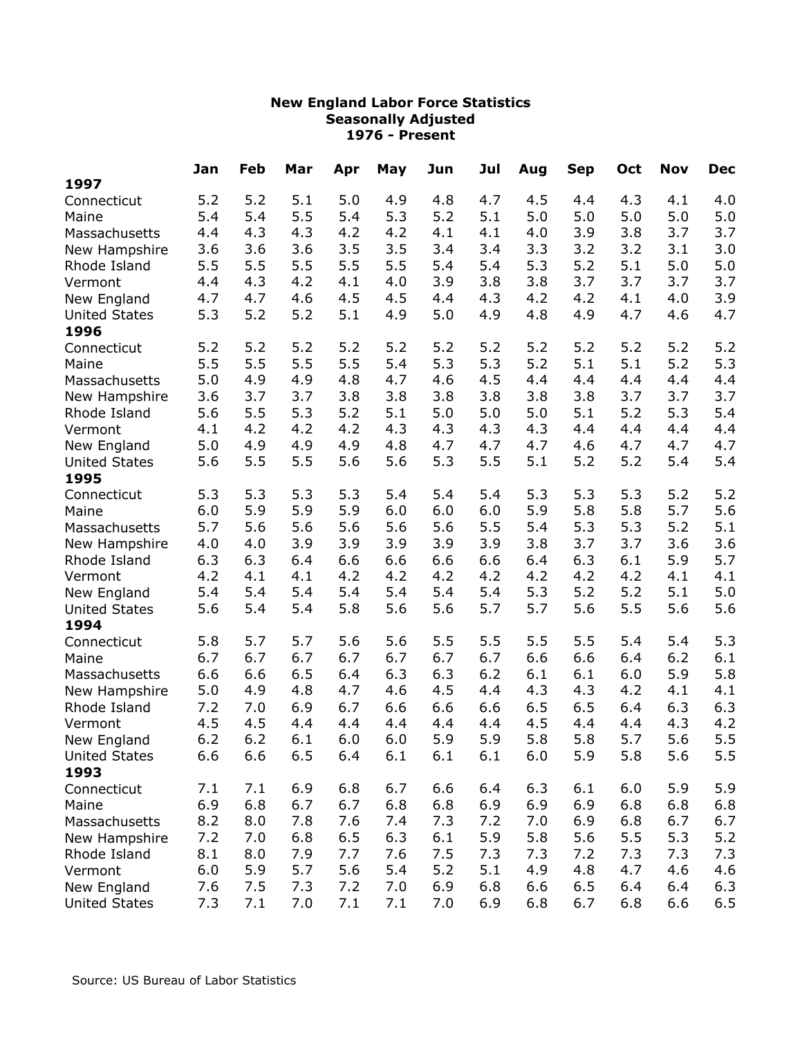**New England Labor Force Statistics**
**Seasonally Adjusted**
**1976 - Present**

| | Jan | Feb | Mar | Apr | May | Jun | Jul | Aug | Sep | Oct | Nov | Dec |
|---|---|---|---|---|---|---|---|---|---|---|---|---|
| **1997** | | | | | | | | | | | | |
| Connecticut | 5.2 | 5.2 | 5.1 | 5.0 | 4.9 | 4.8 | 4.7 | 4.5 | 4.4 | 4.3 | 4.1 | 4.0 |
| Maine | 5.4 | 5.4 | 5.5 | 5.4 | 5.3 | 5.2 | 5.1 | 5.0 | 5.0 | 5.0 | 5.0 | 5.0 |
| Massachusetts | 4.4 | 4.3 | 4.3 | 4.2 | 4.2 | 4.1 | 4.1 | 4.0 | 3.9 | 3.8 | 3.7 | 3.7 |
| New Hampshire | 3.6 | 3.6 | 3.6 | 3.5 | 3.5 | 3.4 | 3.4 | 3.3 | 3.2 | 3.2 | 3.1 | 3.0 |
| Rhode Island | 5.5 | 5.5 | 5.5 | 5.5 | 5.5 | 5.4 | 5.4 | 5.3 | 5.2 | 5.1 | 5.0 | 5.0 |
| Vermont | 4.4 | 4.3 | 4.2 | 4.1 | 4.0 | 3.9 | 3.8 | 3.8 | 3.7 | 3.7 | 3.7 | 3.7 |
| New England | 4.7 | 4.7 | 4.6 | 4.5 | 4.5 | 4.4 | 4.3 | 4.2 | 4.2 | 4.1 | 4.0 | 3.9 |
| United States | 5.3 | 5.2 | 5.2 | 5.1 | 4.9 | 5.0 | 4.9 | 4.8 | 4.9 | 4.7 | 4.6 | 4.7 |
| **1996** | | | | | | | | | | | | |
| Connecticut | 5.2 | 5.2 | 5.2 | 5.2 | 5.2 | 5.2 | 5.2 | 5.2 | 5.2 | 5.2 | 5.2 | 5.2 |
| Maine | 5.5 | 5.5 | 5.5 | 5.5 | 5.4 | 5.3 | 5.3 | 5.2 | 5.1 | 5.1 | 5.2 | 5.3 |
| Massachusetts | 5.0 | 4.9 | 4.9 | 4.8 | 4.7 | 4.6 | 4.5 | 4.4 | 4.4 | 4.4 | 4.4 | 4.4 |
| New Hampshire | 3.6 | 3.7 | 3.7 | 3.8 | 3.8 | 3.8 | 3.8 | 3.8 | 3.8 | 3.7 | 3.7 | 3.7 |
| Rhode Island | 5.6 | 5.5 | 5.3 | 5.2 | 5.1 | 5.0 | 5.0 | 5.0 | 5.1 | 5.2 | 5.3 | 5.4 |
| Vermont | 4.1 | 4.2 | 4.2 | 4.2 | 4.3 | 4.3 | 4.3 | 4.3 | 4.4 | 4.4 | 4.4 | 4.4 |
| New England | 5.0 | 4.9 | 4.9 | 4.9 | 4.8 | 4.7 | 4.7 | 4.7 | 4.6 | 4.7 | 4.7 | 4.7 |
| United States | 5.6 | 5.5 | 5.5 | 5.6 | 5.6 | 5.3 | 5.5 | 5.1 | 5.2 | 5.2 | 5.4 | 5.4 |
| **1995** | | | | | | | | | | | | |
| Connecticut | 5.3 | 5.3 | 5.3 | 5.3 | 5.4 | 5.4 | 5.4 | 5.3 | 5.3 | 5.3 | 5.2 | 5.2 |
| Maine | 6.0 | 5.9 | 5.9 | 5.9 | 6.0 | 6.0 | 6.0 | 5.9 | 5.8 | 5.8 | 5.7 | 5.6 |
| Massachusetts | 5.7 | 5.6 | 5.6 | 5.6 | 5.6 | 5.6 | 5.5 | 5.4 | 5.3 | 5.3 | 5.2 | 5.1 |
| New Hampshire | 4.0 | 4.0 | 3.9 | 3.9 | 3.9 | 3.9 | 3.9 | 3.8 | 3.7 | 3.7 | 3.6 | 3.6 |
| Rhode Island | 6.3 | 6.3 | 6.4 | 6.6 | 6.6 | 6.6 | 6.6 | 6.4 | 6.3 | 6.1 | 5.9 | 5.7 |
| Vermont | 4.2 | 4.1 | 4.1 | 4.2 | 4.2 | 4.2 | 4.2 | 4.2 | 4.2 | 4.2 | 4.1 | 4.1 |
| New England | 5.4 | 5.4 | 5.4 | 5.4 | 5.4 | 5.4 | 5.4 | 5.3 | 5.2 | 5.2 | 5.1 | 5.0 |
| United States | 5.6 | 5.4 | 5.4 | 5.8 | 5.6 | 5.6 | 5.7 | 5.7 | 5.6 | 5.5 | 5.6 | 5.6 |
| **1994** | | | | | | | | | | | | |
| Connecticut | 5.8 | 5.7 | 5.7 | 5.6 | 5.6 | 5.5 | 5.5 | 5.5 | 5.5 | 5.4 | 5.4 | 5.3 |
| Maine | 6.7 | 6.7 | 6.7 | 6.7 | 6.7 | 6.7 | 6.7 | 6.6 | 6.6 | 6.4 | 6.2 | 6.1 |
| Massachusetts | 6.6 | 6.6 | 6.5 | 6.4 | 6.3 | 6.3 | 6.2 | 6.1 | 6.1 | 6.0 | 5.9 | 5.8 |
| New Hampshire | 5.0 | 4.9 | 4.8 | 4.7 | 4.6 | 4.5 | 4.4 | 4.3 | 4.3 | 4.2 | 4.1 | 4.1 |
| Rhode Island | 7.2 | 7.0 | 6.9 | 6.7 | 6.6 | 6.6 | 6.6 | 6.5 | 6.5 | 6.4 | 6.3 | 6.3 |
| Vermont | 4.5 | 4.5 | 4.4 | 4.4 | 4.4 | 4.4 | 4.4 | 4.5 | 4.4 | 4.4 | 4.3 | 4.2 |
| New England | 6.2 | 6.2 | 6.1 | 6.0 | 6.0 | 5.9 | 5.9 | 5.8 | 5.8 | 5.7 | 5.6 | 5.5 |
| United States | 6.6 | 6.6 | 6.5 | 6.4 | 6.1 | 6.1 | 6.1 | 6.0 | 5.9 | 5.8 | 5.6 | 5.5 |
| **1993** | | | | | | | | | | | | |
| Connecticut | 7.1 | 7.1 | 6.9 | 6.8 | 6.7 | 6.6 | 6.4 | 6.3 | 6.1 | 6.0 | 5.9 | 5.9 |
| Maine | 6.9 | 6.8 | 6.7 | 6.7 | 6.8 | 6.8 | 6.9 | 6.9 | 6.9 | 6.8 | 6.8 | 6.8 |
| Massachusetts | 8.2 | 8.0 | 7.8 | 7.6 | 7.4 | 7.3 | 7.2 | 7.0 | 6.9 | 6.8 | 6.7 | 6.7 |
| New Hampshire | 7.2 | 7.0 | 6.8 | 6.5 | 6.3 | 6.1 | 5.9 | 5.8 | 5.6 | 5.5 | 5.3 | 5.2 |
| Rhode Island | 8.1 | 8.0 | 7.9 | 7.7 | 7.6 | 7.5 | 7.3 | 7.3 | 7.2 | 7.3 | 7.3 | 7.3 |
| Vermont | 6.0 | 5.9 | 5.7 | 5.6 | 5.4 | 5.2 | 5.1 | 4.9 | 4.8 | 4.7 | 4.6 | 4.6 |
| New England | 7.6 | 7.5 | 7.3 | 7.2 | 7.0 | 6.9 | 6.8 | 6.6 | 6.5 | 6.4 | 6.4 | 6.3 |
| United States | 7.3 | 7.1 | 7.0 | 7.1 | 7.1 | 7.0 | 6.9 | 6.8 | 6.7 | 6.8 | 6.6 | 6.5 |

Source: US Bureau of Labor Statistics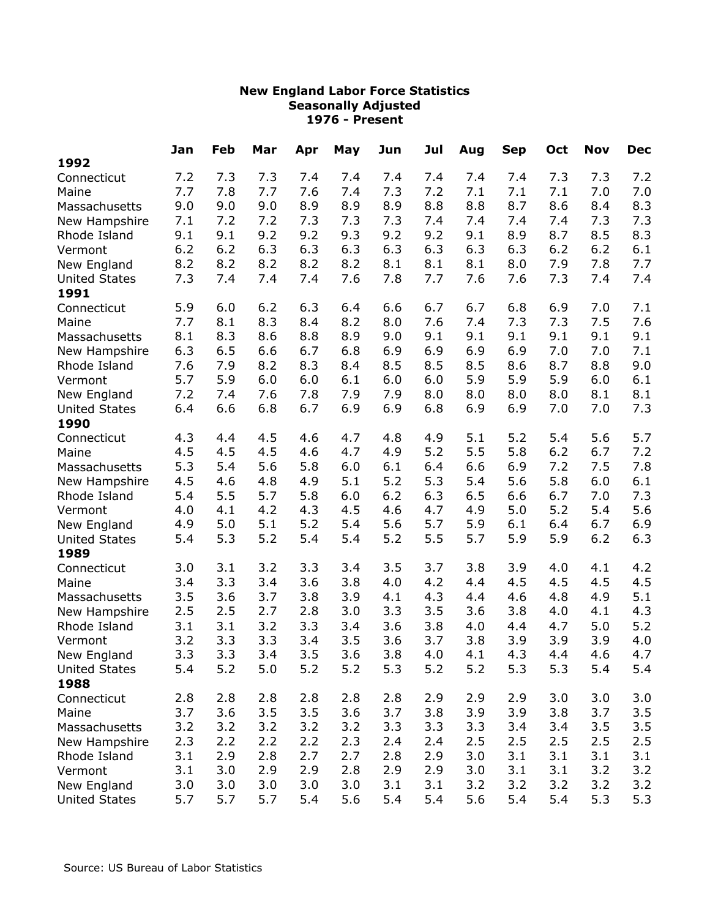**New England Labor Force Statistics**
**Seasonally Adjusted**
**1976 - Present**

| | Jan | Feb | Mar | Apr | May | Jun | Jul | Aug | Sep | Oct | Nov | Dec |
|---|---|---|---|---|---|---|---|---|---|---|---|---|
| **1992** | | | | | | | | | | | | |
| Connecticut | 7.2 | 7.3 | 7.3 | 7.4 | 7.4 | 7.4 | 7.4 | 7.4 | 7.4 | 7.3 | 7.3 | 7.2 |
| Maine | 7.7 | 7.8 | 7.7 | 7.6 | 7.4 | 7.3 | 7.2 | 7.1 | 7.1 | 7.1 | 7.0 | 7.0 |
| Massachusetts | 9.0 | 9.0 | 9.0 | 8.9 | 8.9 | 8.9 | 8.8 | 8.8 | 8.7 | 8.6 | 8.4 | 8.3 |
| New Hampshire | 7.1 | 7.2 | 7.2 | 7.3 | 7.3 | 7.3 | 7.4 | 7.4 | 7.4 | 7.4 | 7.3 | 7.3 |
| Rhode Island | 9.1 | 9.1 | 9.2 | 9.2 | 9.3 | 9.2 | 9.2 | 9.1 | 8.9 | 8.7 | 8.5 | 8.3 |
| Vermont | 6.2 | 6.2 | 6.3 | 6.3 | 6.3 | 6.3 | 6.3 | 6.3 | 6.3 | 6.2 | 6.2 | 6.1 |
| New England | 8.2 | 8.2 | 8.2 | 8.2 | 8.2 | 8.1 | 8.1 | 8.1 | 8.0 | 7.9 | 7.8 | 7.7 |
| United States | 7.3 | 7.4 | 7.4 | 7.4 | 7.6 | 7.8 | 7.7 | 7.6 | 7.6 | 7.3 | 7.4 | 7.4 |
| **1991** | | | | | | | | | | | | |
| Connecticut | 5.9 | 6.0 | 6.2 | 6.3 | 6.4 | 6.6 | 6.7 | 6.7 | 6.8 | 6.9 | 7.0 | 7.1 |
| Maine | 7.7 | 8.1 | 8.3 | 8.4 | 8.2 | 8.0 | 7.6 | 7.4 | 7.3 | 7.3 | 7.5 | 7.6 |
| Massachusetts | 8.1 | 8.3 | 8.6 | 8.8 | 8.9 | 9.0 | 9.1 | 9.1 | 9.1 | 9.1 | 9.1 | 9.1 |
| New Hampshire | 6.3 | 6.5 | 6.6 | 6.7 | 6.8 | 6.9 | 6.9 | 6.9 | 6.9 | 7.0 | 7.0 | 7.1 |
| Rhode Island | 7.6 | 7.9 | 8.2 | 8.3 | 8.4 | 8.5 | 8.5 | 8.5 | 8.6 | 8.7 | 8.8 | 9.0 |
| Vermont | 5.7 | 5.9 | 6.0 | 6.0 | 6.1 | 6.0 | 6.0 | 5.9 | 5.9 | 5.9 | 6.0 | 6.1 |
| New England | 7.2 | 7.4 | 7.6 | 7.8 | 7.9 | 7.9 | 8.0 | 8.0 | 8.0 | 8.0 | 8.1 | 8.1 |
| United States | 6.4 | 6.6 | 6.8 | 6.7 | 6.9 | 6.9 | 6.8 | 6.9 | 6.9 | 7.0 | 7.0 | 7.3 |
| **1990** | | | | | | | | | | | | |
| Connecticut | 4.3 | 4.4 | 4.5 | 4.6 | 4.7 | 4.8 | 4.9 | 5.1 | 5.2 | 5.4 | 5.6 | 5.7 |
| Maine | 4.5 | 4.5 | 4.5 | 4.6 | 4.7 | 4.9 | 5.2 | 5.5 | 5.8 | 6.2 | 6.7 | 7.2 |
| Massachusetts | 5.3 | 5.4 | 5.6 | 5.8 | 6.0 | 6.1 | 6.4 | 6.6 | 6.9 | 7.2 | 7.5 | 7.8 |
| New Hampshire | 4.5 | 4.6 | 4.8 | 4.9 | 5.1 | 5.2 | 5.3 | 5.4 | 5.6 | 5.8 | 6.0 | 6.1 |
| Rhode Island | 5.4 | 5.5 | 5.7 | 5.8 | 6.0 | 6.2 | 6.3 | 6.5 | 6.6 | 6.7 | 7.0 | 7.3 |
| Vermont | 4.0 | 4.1 | 4.2 | 4.3 | 4.5 | 4.6 | 4.7 | 4.9 | 5.0 | 5.2 | 5.4 | 5.6 |
| New England | 4.9 | 5.0 | 5.1 | 5.2 | 5.4 | 5.6 | 5.7 | 5.9 | 6.1 | 6.4 | 6.7 | 6.9 |
| United States | 5.4 | 5.3 | 5.2 | 5.4 | 5.4 | 5.2 | 5.5 | 5.7 | 5.9 | 5.9 | 6.2 | 6.3 |
| **1989** | | | | | | | | | | | | |
| Connecticut | 3.0 | 3.1 | 3.2 | 3.3 | 3.4 | 3.5 | 3.7 | 3.8 | 3.9 | 4.0 | 4.1 | 4.2 |
| Maine | 3.4 | 3.3 | 3.4 | 3.6 | 3.8 | 4.0 | 4.2 | 4.4 | 4.5 | 4.5 | 4.5 | 4.5 |
| Massachusetts | 3.5 | 3.6 | 3.7 | 3.8 | 3.9 | 4.1 | 4.3 | 4.4 | 4.6 | 4.8 | 4.9 | 5.1 |
| New Hampshire | 2.5 | 2.5 | 2.7 | 2.8 | 3.0 | 3.3 | 3.5 | 3.6 | 3.8 | 4.0 | 4.1 | 4.3 |
| Rhode Island | 3.1 | 3.1 | 3.2 | 3.3 | 3.4 | 3.6 | 3.8 | 4.0 | 4.4 | 4.7 | 5.0 | 5.2 |
| Vermont | 3.2 | 3.3 | 3.3 | 3.4 | 3.5 | 3.6 | 3.7 | 3.8 | 3.9 | 3.9 | 3.9 | 4.0 |
| New England | 3.3 | 3.3 | 3.4 | 3.5 | 3.6 | 3.8 | 4.0 | 4.1 | 4.3 | 4.4 | 4.6 | 4.7 |
| United States | 5.4 | 5.2 | 5.0 | 5.2 | 5.2 | 5.3 | 5.2 | 5.2 | 5.3 | 5.3 | 5.4 | 5.4 |
| **1988** | | | | | | | | | | | | |
| Connecticut | 2.8 | 2.8 | 2.8 | 2.8 | 2.8 | 2.8 | 2.9 | 2.9 | 2.9 | 3.0 | 3.0 | 3.0 |
| Maine | 3.7 | 3.6 | 3.5 | 3.5 | 3.6 | 3.7 | 3.8 | 3.9 | 3.9 | 3.8 | 3.7 | 3.5 |
| Massachusetts | 3.2 | 3.2 | 3.2 | 3.2 | 3.2 | 3.3 | 3.3 | 3.3 | 3.4 | 3.4 | 3.5 | 3.5 |
| New Hampshire | 2.3 | 2.2 | 2.2 | 2.2 | 2.3 | 2.4 | 2.4 | 2.5 | 2.5 | 2.5 | 2.5 | 2.5 |
| Rhode Island | 3.1 | 2.9 | 2.8 | 2.7 | 2.7 | 2.8 | 2.9 | 3.0 | 3.1 | 3.1 | 3.1 | 3.1 |
| Vermont | 3.1 | 3.0 | 2.9 | 2.9 | 2.8 | 2.9 | 2.9 | 3.0 | 3.1 | 3.1 | 3.2 | 3.2 |
| New England | 3.0 | 3.0 | 3.0 | 3.0 | 3.0 | 3.1 | 3.1 | 3.2 | 3.2 | 3.2 | 3.2 | 3.2 |
| United States | 5.7 | 5.7 | 5.7 | 5.4 | 5.6 | 5.4 | 5.4 | 5.6 | 5.4 | 5.4 | 5.3 | 5.3 |

Source: US Bureau of Labor Statistics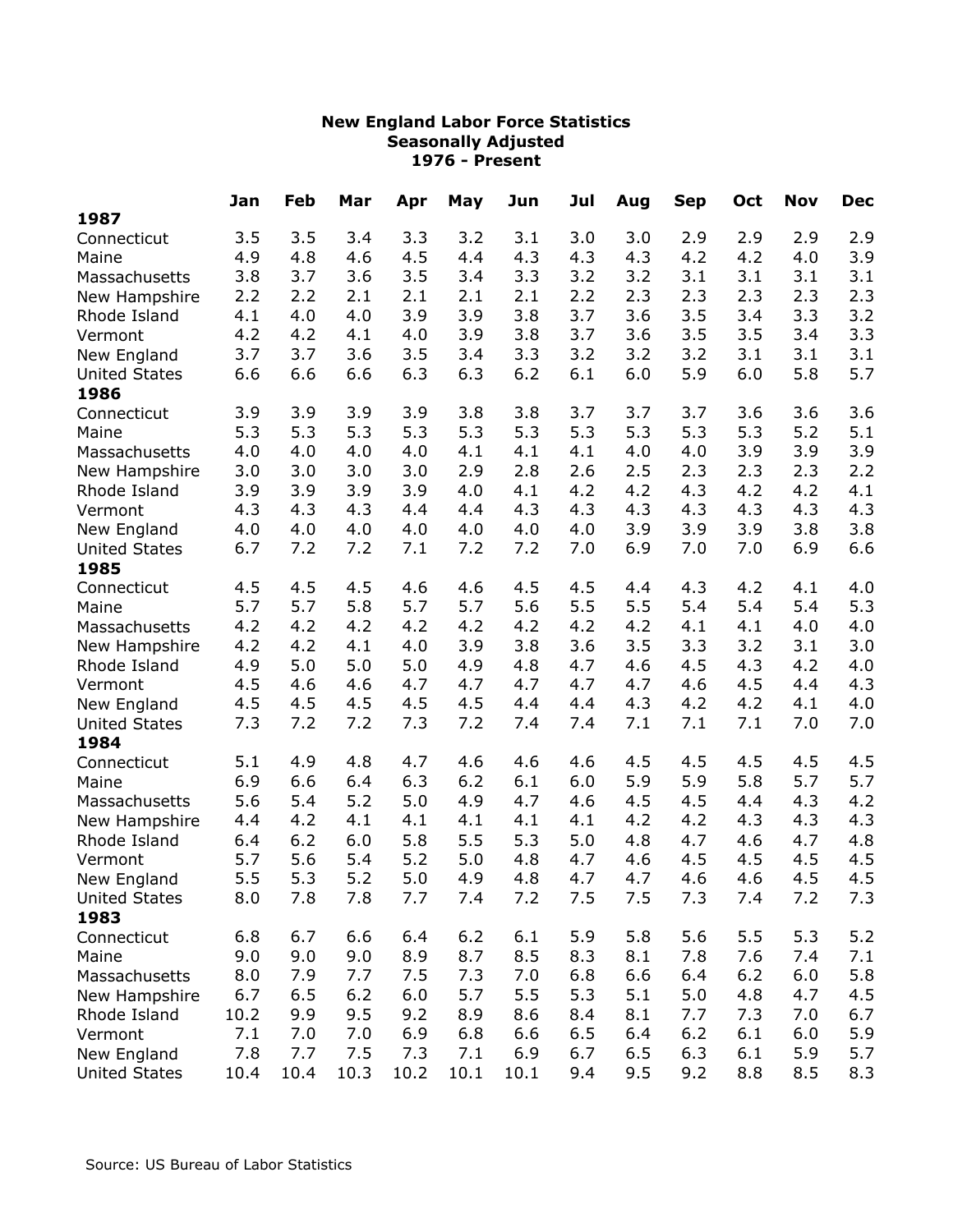**New England Labor Force Statistics**
**Seasonally Adjusted**
**1976 - Present**

| | Jan | Feb | Mar | Apr | May | Jun | Jul | Aug | Sep | Oct | Nov | Dec |
|---|---|---|---|---|---|---|---|---|---|---|---|---|
| **1987** | | | | | | | | | | | | |
| Connecticut | 3.5 | 3.5 | 3.4 | 3.3 | 3.2 | 3.1 | 3.0 | 3.0 | 2.9 | 2.9 | 2.9 | 2.9 |
| Maine | 4.9 | 4.8 | 4.6 | 4.5 | 4.4 | 4.3 | 4.3 | 4.3 | 4.2 | 4.2 | 4.0 | 3.9 |
| Massachusetts | 3.8 | 3.7 | 3.6 | 3.5 | 3.4 | 3.3 | 3.2 | 3.2 | 3.1 | 3.1 | 3.1 | 3.1 |
| New Hampshire | 2.2 | 2.2 | 2.1 | 2.1 | 2.1 | 2.1 | 2.2 | 2.3 | 2.3 | 2.3 | 2.3 | 2.3 |
| Rhode Island | 4.1 | 4.0 | 4.0 | 3.9 | 3.9 | 3.8 | 3.7 | 3.6 | 3.5 | 3.4 | 3.3 | 3.2 |
| Vermont | 4.2 | 4.2 | 4.1 | 4.0 | 3.9 | 3.8 | 3.7 | 3.6 | 3.5 | 3.5 | 3.4 | 3.3 |
| New England | 3.7 | 3.7 | 3.6 | 3.5 | 3.4 | 3.3 | 3.2 | 3.2 | 3.2 | 3.1 | 3.1 | 3.1 |
| United States | 6.6 | 6.6 | 6.6 | 6.3 | 6.3 | 6.2 | 6.1 | 6.0 | 5.9 | 6.0 | 5.8 | 5.7 |
| **1986** | | | | | | | | | | | | |
| Connecticut | 3.9 | 3.9 | 3.9 | 3.9 | 3.8 | 3.8 | 3.7 | 3.7 | 3.7 | 3.6 | 3.6 | 3.6 |
| Maine | 5.3 | 5.3 | 5.3 | 5.3 | 5.3 | 5.3 | 5.3 | 5.3 | 5.3 | 5.3 | 5.2 | 5.1 |
| Massachusetts | 4.0 | 4.0 | 4.0 | 4.0 | 4.1 | 4.1 | 4.1 | 4.0 | 4.0 | 3.9 | 3.9 | 3.9 |
| New Hampshire | 3.0 | 3.0 | 3.0 | 3.0 | 2.9 | 2.8 | 2.6 | 2.5 | 2.3 | 2.3 | 2.3 | 2.2 |
| Rhode Island | 3.9 | 3.9 | 3.9 | 3.9 | 4.0 | 4.1 | 4.2 | 4.2 | 4.3 | 4.2 | 4.2 | 4.1 |
| Vermont | 4.3 | 4.3 | 4.3 | 4.4 | 4.4 | 4.3 | 4.3 | 4.3 | 4.3 | 4.3 | 4.3 | 4.3 |
| New England | 4.0 | 4.0 | 4.0 | 4.0 | 4.0 | 4.0 | 4.0 | 3.9 | 3.9 | 3.9 | 3.8 | 3.8 |
| United States | 6.7 | 7.2 | 7.2 | 7.1 | 7.2 | 7.2 | 7.0 | 6.9 | 7.0 | 7.0 | 6.9 | 6.6 |
| **1985** | | | | | | | | | | | | |
| Connecticut | 4.5 | 4.5 | 4.5 | 4.6 | 4.6 | 4.5 | 4.5 | 4.4 | 4.3 | 4.2 | 4.1 | 4.0 |
| Maine | 5.7 | 5.7 | 5.8 | 5.7 | 5.7 | 5.6 | 5.5 | 5.5 | 5.4 | 5.4 | 5.4 | 5.3 |
| Massachusetts | 4.2 | 4.2 | 4.2 | 4.2 | 4.2 | 4.2 | 4.2 | 4.2 | 4.1 | 4.1 | 4.0 | 4.0 |
| New Hampshire | 4.2 | 4.2 | 4.1 | 4.0 | 3.9 | 3.8 | 3.6 | 3.5 | 3.3 | 3.2 | 3.1 | 3.0 |
| Rhode Island | 4.9 | 5.0 | 5.0 | 5.0 | 4.9 | 4.8 | 4.7 | 4.6 | 4.5 | 4.3 | 4.2 | 4.0 |
| Vermont | 4.5 | 4.6 | 4.6 | 4.7 | 4.7 | 4.7 | 4.7 | 4.7 | 4.6 | 4.5 | 4.4 | 4.3 |
| New England | 4.5 | 4.5 | 4.5 | 4.5 | 4.5 | 4.4 | 4.4 | 4.3 | 4.2 | 4.2 | 4.1 | 4.0 |
| United States | 7.3 | 7.2 | 7.2 | 7.3 | 7.2 | 7.4 | 7.4 | 7.1 | 7.1 | 7.1 | 7.0 | 7.0 |
| **1984** | | | | | | | | | | | | |
| Connecticut | 5.1 | 4.9 | 4.8 | 4.7 | 4.6 | 4.6 | 4.6 | 4.5 | 4.5 | 4.5 | 4.5 | 4.5 |
| Maine | 6.9 | 6.6 | 6.4 | 6.3 | 6.2 | 6.1 | 6.0 | 5.9 | 5.9 | 5.8 | 5.7 | 5.7 |
| Massachusetts | 5.6 | 5.4 | 5.2 | 5.0 | 4.9 | 4.7 | 4.6 | 4.5 | 4.5 | 4.4 | 4.3 | 4.2 |
| New Hampshire | 4.4 | 4.2 | 4.1 | 4.1 | 4.1 | 4.1 | 4.1 | 4.2 | 4.2 | 4.3 | 4.3 | 4.3 |
| Rhode Island | 6.4 | 6.2 | 6.0 | 5.8 | 5.5 | 5.3 | 5.0 | 4.8 | 4.7 | 4.6 | 4.7 | 4.8 |
| Vermont | 5.7 | 5.6 | 5.4 | 5.2 | 5.0 | 4.8 | 4.7 | 4.6 | 4.5 | 4.5 | 4.5 | 4.5 |
| New England | 5.5 | 5.3 | 5.2 | 5.0 | 4.9 | 4.8 | 4.7 | 4.7 | 4.6 | 4.6 | 4.5 | 4.5 |
| United States | 8.0 | 7.8 | 7.8 | 7.7 | 7.4 | 7.2 | 7.5 | 7.5 | 7.3 | 7.4 | 7.2 | 7.3 |
| **1983** | | | | | | | | | | | | |
| Connecticut | 6.8 | 6.7 | 6.6 | 6.4 | 6.2 | 6.1 | 5.9 | 5.8 | 5.6 | 5.5 | 5.3 | 5.2 |
| Maine | 9.0 | 9.0 | 9.0 | 8.9 | 8.7 | 8.5 | 8.3 | 8.1 | 7.8 | 7.6 | 7.4 | 7.1 |
| Massachusetts | 8.0 | 7.9 | 7.7 | 7.5 | 7.3 | 7.0 | 6.8 | 6.6 | 6.4 | 6.2 | 6.0 | 5.8 |
| New Hampshire | 6.7 | 6.5 | 6.2 | 6.0 | 5.7 | 5.5 | 5.3 | 5.1 | 5.0 | 4.8 | 4.7 | 4.5 |
| Rhode Island | 10.2 | 9.9 | 9.5 | 9.2 | 8.9 | 8.6 | 8.4 | 8.1 | 7.7 | 7.3 | 7.0 | 6.7 |
| Vermont | 7.1 | 7.0 | 7.0 | 6.9 | 6.8 | 6.6 | 6.5 | 6.4 | 6.2 | 6.1 | 6.0 | 5.9 |
| New England | 7.8 | 7.7 | 7.5 | 7.3 | 7.1 | 6.9 | 6.7 | 6.5 | 6.3 | 6.1 | 5.9 | 5.7 |
| United States | 10.4 | 10.4 | 10.3 | 10.2 | 10.1 | 10.1 | 9.4 | 9.5 | 9.2 | 8.8 | 8.5 | 8.3 |

Source: US Bureau of Labor Statistics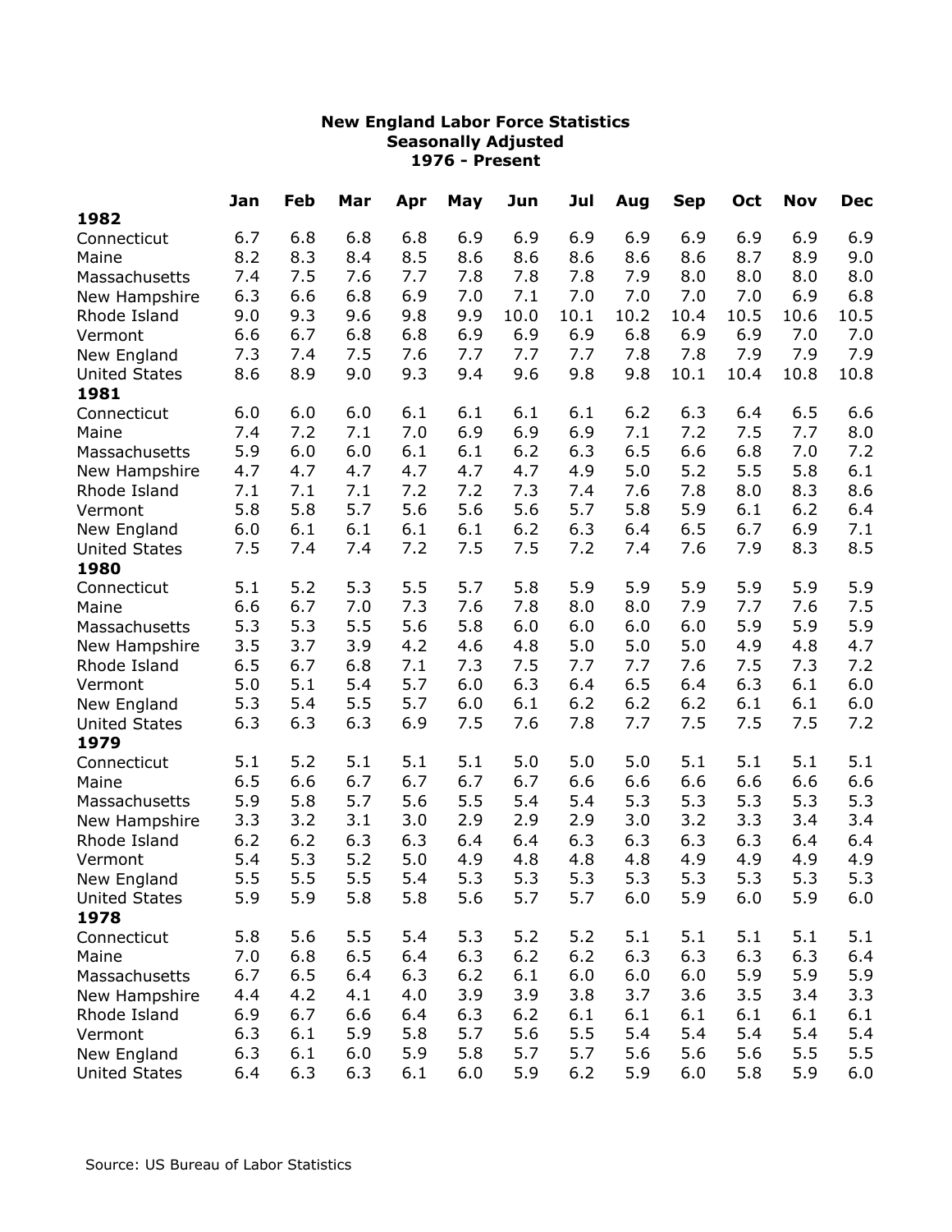**New England Labor Force Statistics**
**Seasonally Adjusted**
**1976 - Present**

| | Jan | Feb | Mar | Apr | May | Jun | Jul | Aug | Sep | Oct | Nov | Dec |
|---|---|---|---|---|---|---|---|---|---|---|---|---|
| **1982** | | | | | | | | | | | | |
| Connecticut | 6.7 | 6.8 | 6.8 | 6.8 | 6.9 | 6.9 | 6.9 | 6.9 | 6.9 | 6.9 | 6.9 | 6.9 |
| Maine | 8.2 | 8.3 | 8.4 | 8.5 | 8.6 | 8.6 | 8.6 | 8.6 | 8.6 | 8.7 | 8.9 | 9.0 |
| Massachusetts | 7.4 | 7.5 | 7.6 | 7.7 | 7.8 | 7.8 | 7.8 | 7.9 | 8.0 | 8.0 | 8.0 | 8.0 |
| New Hampshire | 6.3 | 6.6 | 6.8 | 6.9 | 7.0 | 7.1 | 7.0 | 7.0 | 7.0 | 7.0 | 6.9 | 6.8 |
| Rhode Island | 9.0 | 9.3 | 9.6 | 9.8 | 9.9 | 10.0 | 10.1 | 10.2 | 10.4 | 10.5 | 10.6 | 10.5 |
| Vermont | 6.6 | 6.7 | 6.8 | 6.8 | 6.9 | 6.9 | 6.9 | 6.8 | 6.9 | 6.9 | 7.0 | 7.0 |
| New England | 7.3 | 7.4 | 7.5 | 7.6 | 7.7 | 7.7 | 7.7 | 7.8 | 7.8 | 7.9 | 7.9 | 7.9 |
| United States | 8.6 | 8.9 | 9.0 | 9.3 | 9.4 | 9.6 | 9.8 | 9.8 | 10.1 | 10.4 | 10.8 | 10.8 |
| **1981** | | | | | | | | | | | | |
| Connecticut | 6.0 | 6.0 | 6.0 | 6.1 | 6.1 | 6.1 | 6.1 | 6.2 | 6.3 | 6.4 | 6.5 | 6.6 |
| Maine | 7.4 | 7.2 | 7.1 | 7.0 | 6.9 | 6.9 | 6.9 | 7.1 | 7.2 | 7.5 | 7.7 | 8.0 |
| Massachusetts | 5.9 | 6.0 | 6.0 | 6.1 | 6.1 | 6.2 | 6.3 | 6.5 | 6.6 | 6.8 | 7.0 | 7.2 |
| New Hampshire | 4.7 | 4.7 | 4.7 | 4.7 | 4.7 | 4.7 | 4.9 | 5.0 | 5.2 | 5.5 | 5.8 | 6.1 |
| Rhode Island | 7.1 | 7.1 | 7.1 | 7.2 | 7.2 | 7.3 | 7.4 | 7.6 | 7.8 | 8.0 | 8.3 | 8.6 |
| Vermont | 5.8 | 5.8 | 5.7 | 5.6 | 5.6 | 5.6 | 5.7 | 5.8 | 5.9 | 6.1 | 6.2 | 6.4 |
| New England | 6.0 | 6.1 | 6.1 | 6.1 | 6.1 | 6.2 | 6.3 | 6.4 | 6.5 | 6.7 | 6.9 | 7.1 |
| United States | 7.5 | 7.4 | 7.4 | 7.2 | 7.5 | 7.5 | 7.2 | 7.4 | 7.6 | 7.9 | 8.3 | 8.5 |
| **1980** | | | | | | | | | | | | |
| Connecticut | 5.1 | 5.2 | 5.3 | 5.5 | 5.7 | 5.8 | 5.9 | 5.9 | 5.9 | 5.9 | 5.9 | 5.9 |
| Maine | 6.6 | 6.7 | 7.0 | 7.3 | 7.6 | 7.8 | 8.0 | 8.0 | 7.9 | 7.7 | 7.6 | 7.5 |
| Massachusetts | 5.3 | 5.3 | 5.5 | 5.6 | 5.8 | 6.0 | 6.0 | 6.0 | 6.0 | 5.9 | 5.9 | 5.9 |
| New Hampshire | 3.5 | 3.7 | 3.9 | 4.2 | 4.6 | 4.8 | 5.0 | 5.0 | 5.0 | 4.9 | 4.8 | 4.7 |
| Rhode Island | 6.5 | 6.7 | 6.8 | 7.1 | 7.3 | 7.5 | 7.7 | 7.7 | 7.6 | 7.5 | 7.3 | 7.2 |
| Vermont | 5.0 | 5.1 | 5.4 | 5.7 | 6.0 | 6.3 | 6.4 | 6.5 | 6.4 | 6.3 | 6.1 | 6.0 |
| New England | 5.3 | 5.4 | 5.5 | 5.7 | 6.0 | 6.1 | 6.2 | 6.2 | 6.2 | 6.1 | 6.1 | 6.0 |
| United States | 6.3 | 6.3 | 6.3 | 6.9 | 7.5 | 7.6 | 7.8 | 7.7 | 7.5 | 7.5 | 7.5 | 7.2 |
| **1979** | | | | | | | | | | | | |
| Connecticut | 5.1 | 5.2 | 5.1 | 5.1 | 5.1 | 5.0 | 5.0 | 5.0 | 5.1 | 5.1 | 5.1 | 5.1 |
| Maine | 6.5 | 6.6 | 6.7 | 6.7 | 6.7 | 6.7 | 6.6 | 6.6 | 6.6 | 6.6 | 6.6 | 6.6 |
| Massachusetts | 5.9 | 5.8 | 5.7 | 5.6 | 5.5 | 5.4 | 5.4 | 5.3 | 5.3 | 5.3 | 5.3 | 5.3 |
| New Hampshire | 3.3 | 3.2 | 3.1 | 3.0 | 2.9 | 2.9 | 2.9 | 3.0 | 3.2 | 3.3 | 3.4 | 3.4 |
| Rhode Island | 6.2 | 6.2 | 6.3 | 6.3 | 6.4 | 6.4 | 6.3 | 6.3 | 6.3 | 6.3 | 6.4 | 6.4 |
| Vermont | 5.4 | 5.3 | 5.2 | 5.0 | 4.9 | 4.8 | 4.8 | 4.8 | 4.9 | 4.9 | 4.9 | 4.9 |
| New England | 5.5 | 5.5 | 5.5 | 5.4 | 5.3 | 5.3 | 5.3 | 5.3 | 5.3 | 5.3 | 5.3 | 5.3 |
| United States | 5.9 | 5.9 | 5.8 | 5.8 | 5.6 | 5.7 | 5.7 | 6.0 | 5.9 | 6.0 | 5.9 | 6.0 |
| **1978** | | | | | | | | | | | | |
| Connecticut | 5.8 | 5.6 | 5.5 | 5.4 | 5.3 | 5.2 | 5.2 | 5.1 | 5.1 | 5.1 | 5.1 | 5.1 |
| Maine | 7.0 | 6.8 | 6.5 | 6.4 | 6.3 | 6.2 | 6.2 | 6.3 | 6.3 | 6.3 | 6.3 | 6.4 |
| Massachusetts | 6.7 | 6.5 | 6.4 | 6.3 | 6.2 | 6.1 | 6.0 | 6.0 | 6.0 | 5.9 | 5.9 | 5.9 |
| New Hampshire | 4.4 | 4.2 | 4.1 | 4.0 | 3.9 | 3.9 | 3.8 | 3.7 | 3.6 | 3.5 | 3.4 | 3.3 |
| Rhode Island | 6.9 | 6.7 | 6.6 | 6.4 | 6.3 | 6.2 | 6.1 | 6.1 | 6.1 | 6.1 | 6.1 | 6.1 |
| Vermont | 6.3 | 6.1 | 5.9 | 5.8 | 5.7 | 5.6 | 5.5 | 5.4 | 5.4 | 5.4 | 5.4 | 5.4 |
| New England | 6.3 | 6.1 | 6.0 | 5.9 | 5.8 | 5.7 | 5.7 | 5.6 | 5.6 | 5.6 | 5.5 | 5.5 |
| United States | 6.4 | 6.3 | 6.3 | 6.1 | 6.0 | 5.9 | 6.2 | 5.9 | 6.0 | 5.8 | 5.9 | 6.0 |

Source: US Bureau of Labor Statistics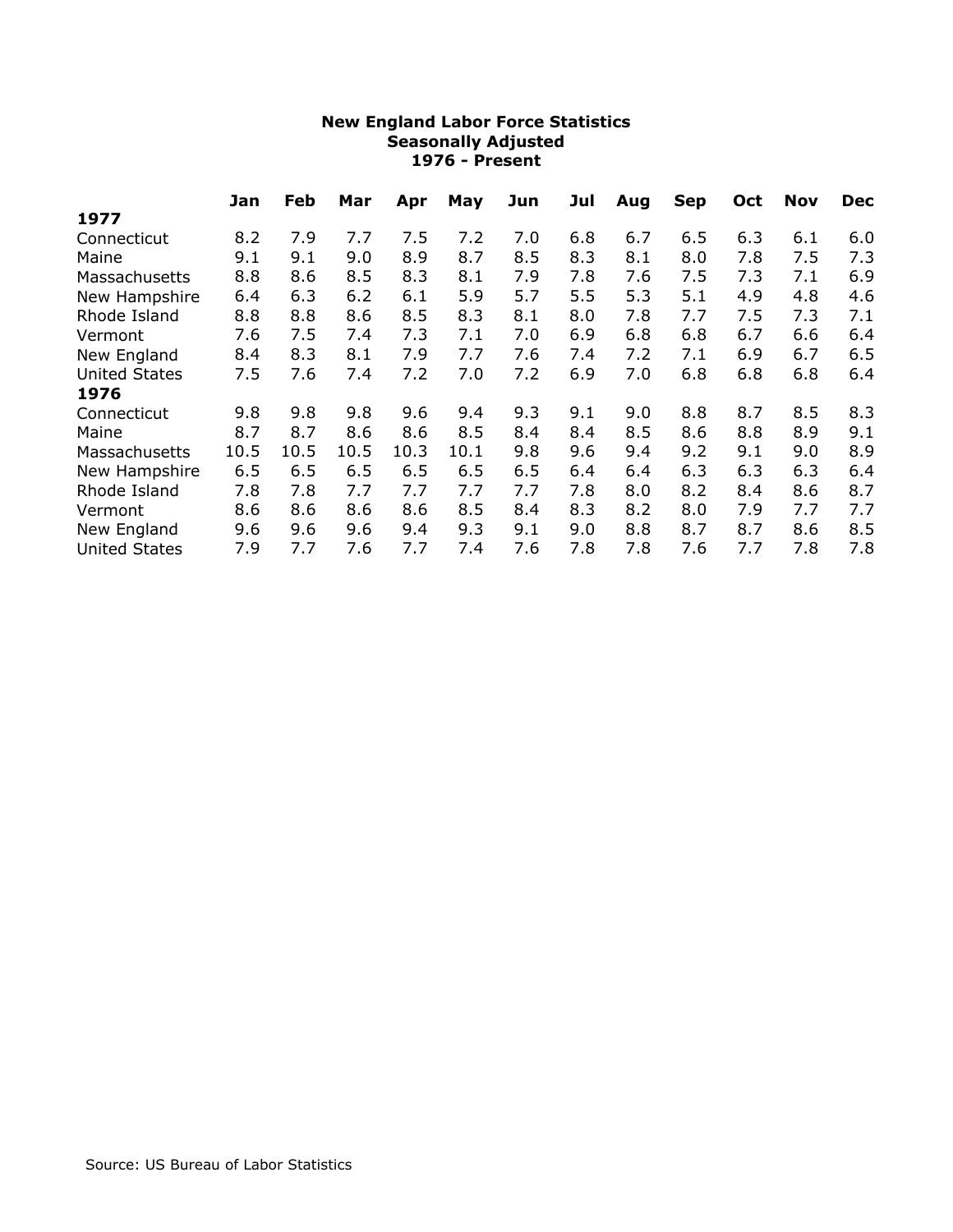**New England Labor Force Statistics**
**Seasonally Adjusted**
**1976 - Present**

| | Jan | Feb | Mar | Apr | May | Jun | Jul | Aug | Sep | Oct | Nov | Dec |
|---|---|---|---|---|---|---|---|---|---|---|---|---|
| **1977** | | | | | | | | | | | | |
| Connecticut | 8.2 | 7.9 | 7.7 | 7.5 | 7.2 | 7.0 | 6.8 | 6.7 | 6.5 | 6.3 | 6.1 | 6.0 |
| Maine | 9.1 | 9.1 | 9.0 | 8.9 | 8.7 | 8.5 | 8.3 | 8.1 | 8.0 | 7.8 | 7.5 | 7.3 |
| Massachusetts | 8.8 | 8.6 | 8.5 | 8.3 | 8.1 | 7.9 | 7.8 | 7.6 | 7.5 | 7.3 | 7.1 | 6.9 |
| New Hampshire | 6.4 | 6.3 | 6.2 | 6.1 | 5.9 | 5.7 | 5.5 | 5.3 | 5.1 | 4.9 | 4.8 | 4.6 |
| Rhode Island | 8.8 | 8.8 | 8.6 | 8.5 | 8.3 | 8.1 | 8.0 | 7.8 | 7.7 | 7.5 | 7.3 | 7.1 |
| Vermont | 7.6 | 7.5 | 7.4 | 7.3 | 7.1 | 7.0 | 6.9 | 6.8 | 6.8 | 6.7 | 6.6 | 6.4 |
| New England | 8.4 | 8.3 | 8.1 | 7.9 | 7.7 | 7.6 | 7.4 | 7.2 | 7.1 | 6.9 | 6.7 | 6.5 |
| United States | 7.5 | 7.6 | 7.4 | 7.2 | 7.0 | 7.2 | 6.9 | 7.0 | 6.8 | 6.8 | 6.8 | 6.4 |
| **1976** | | | | | | | | | | | | |
| Connecticut | 9.8 | 9.8 | 9.8 | 9.6 | 9.4 | 9.3 | 9.1 | 9.0 | 8.8 | 8.7 | 8.5 | 8.3 |
| Maine | 8.7 | 8.7 | 8.6 | 8.6 | 8.5 | 8.4 | 8.4 | 8.5 | 8.6 | 8.8 | 8.9 | 9.1 |
| Massachusetts | 10.5 | 10.5 | 10.5 | 10.3 | 10.1 | 9.8 | 9.6 | 9.4 | 9.2 | 9.1 | 9.0 | 8.9 |
| New Hampshire | 6.5 | 6.5 | 6.5 | 6.5 | 6.5 | 6.5 | 6.4 | 6.4 | 6.3 | 6.3 | 6.3 | 6.4 |
| Rhode Island | 7.8 | 7.8 | 7.7 | 7.7 | 7.7 | 7.7 | 7.8 | 8.0 | 8.2 | 8.4 | 8.6 | 8.7 |
| Vermont | 8.6 | 8.6 | 8.6 | 8.6 | 8.5 | 8.4 | 8.3 | 8.2 | 8.0 | 7.9 | 7.7 | 7.7 |
| New England | 9.6 | 9.6 | 9.6 | 9.4 | 9.3 | 9.1 | 9.0 | 8.8 | 8.7 | 8.7 | 8.6 | 8.5 |
| United States | 7.9 | 7.7 | 7.6 | 7.7 | 7.4 | 7.6 | 7.8 | 7.8 | 7.6 | 7.7 | 7.8 | 7.8 |

Source: US Bureau of Labor Statistics